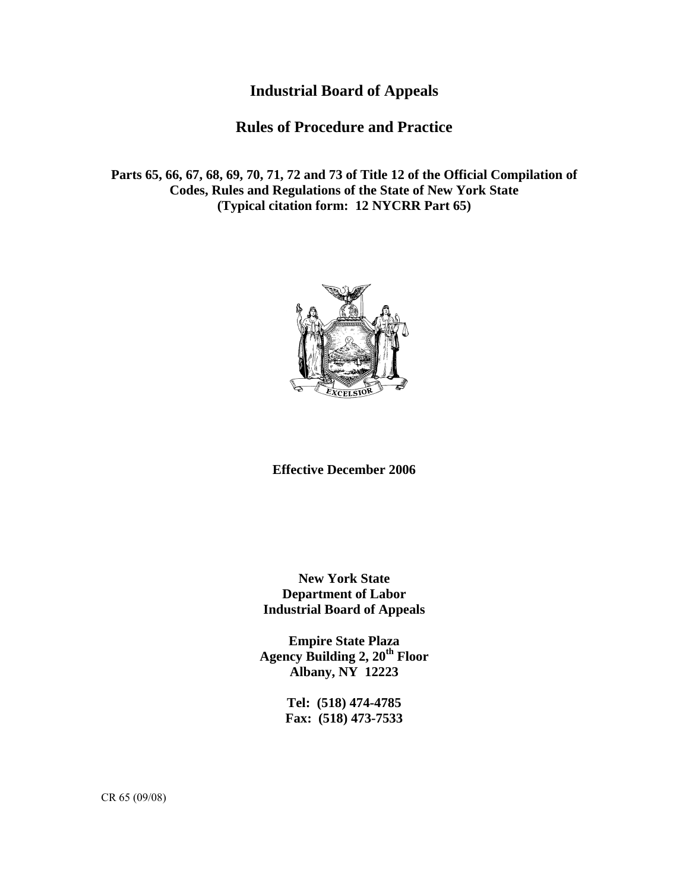# Industrial Board of Appeals

## Rules of Procedure and Practice

**Parts 65, 66, 67, 68, 69, 70, 71, 72 and 73 of Title 12 of the Official Compilation of Codes, Rules and Regulations of the State of New York State (Typical citation form: 12 NYCRR Part 65)**

**Effective December 2006**

**New York State**
**Department of Labor**
**Industrial Board of Appeals**

**Empire State Plaza**
**Agency Building 2, 20th Floor**
**Albany, NY 12223**

**Tel: (518) 474-4785**
**Fax: (518) 473-7533**

CR 65 (09/08)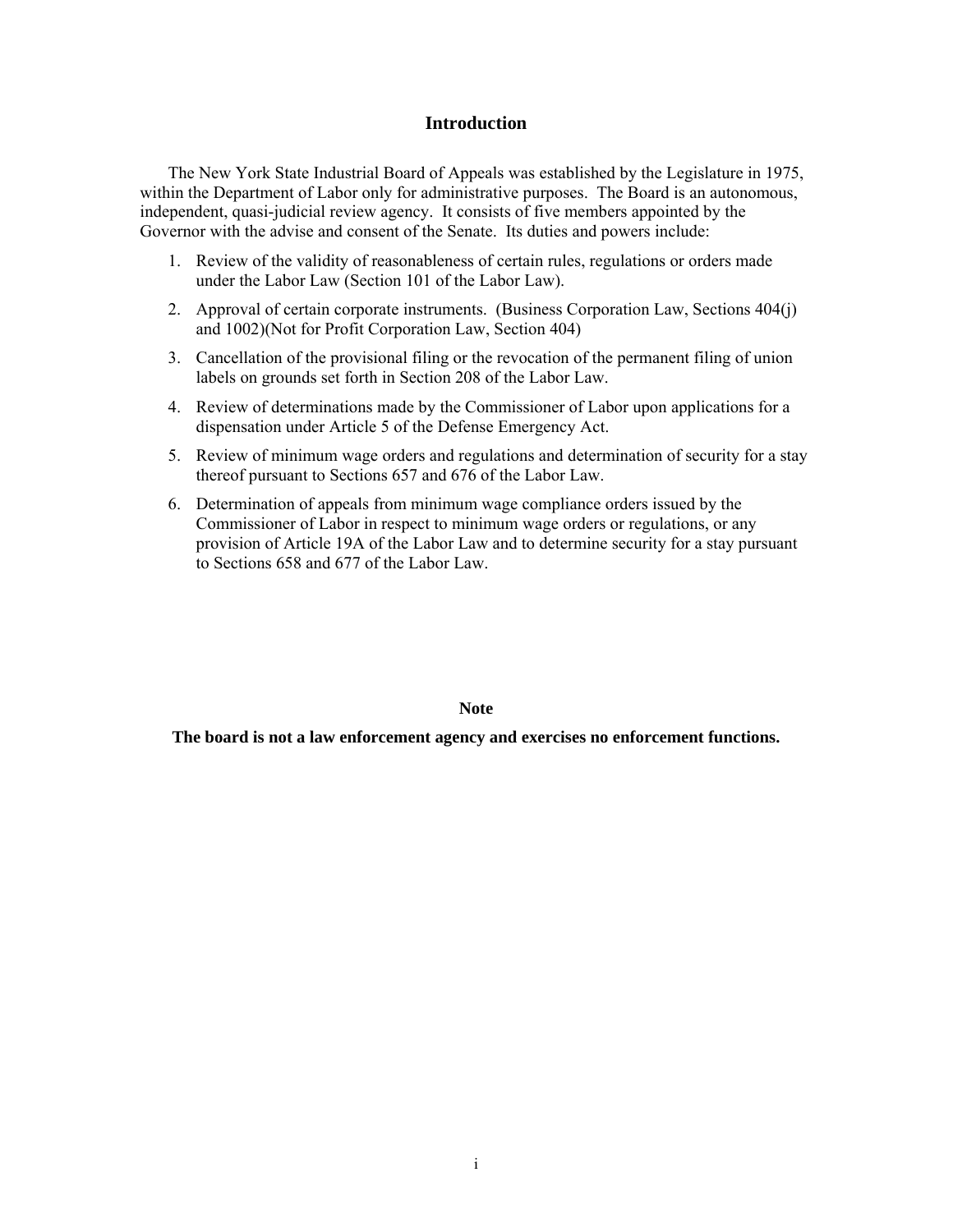## Introduction

The New York State Industrial Board of Appeals was established by the Legislature in 1975, within the Department of Labor only for administrative purposes. The Board is an autonomous, independent, quasi-judicial review agency. It consists of five members appointed by the Governor with the advise and consent of the Senate. Its duties and powers include:

1. Review of the validity of reasonableness of certain rules, regulations or orders made under the Labor Law (Section 101 of the Labor Law).
2. Approval of certain corporate instruments. (Business Corporation Law, Sections 404(j) and 1002)(Not for Profit Corporation Law, Section 404)
3. Cancellation of the provisional filing or the revocation of the permanent filing of union labels on grounds set forth in Section 208 of the Labor Law.
4. Review of determinations made by the Commissioner of Labor upon applications for a dispensation under Article 5 of the Defense Emergency Act.
5. Review of minimum wage orders and regulations and determination of security for a stay thereof pursuant to Sections 657 and 676 of the Labor Law.
6. Determination of appeals from minimum wage compliance orders issued by the Commissioner of Labor in respect to minimum wage orders or regulations, or any provision of Article 19A of the Labor Law and to determine security for a stay pursuant to Sections 658 and 677 of the Labor Law.

**Note**

**The board is not a law enforcement agency and exercises no enforcement functions.**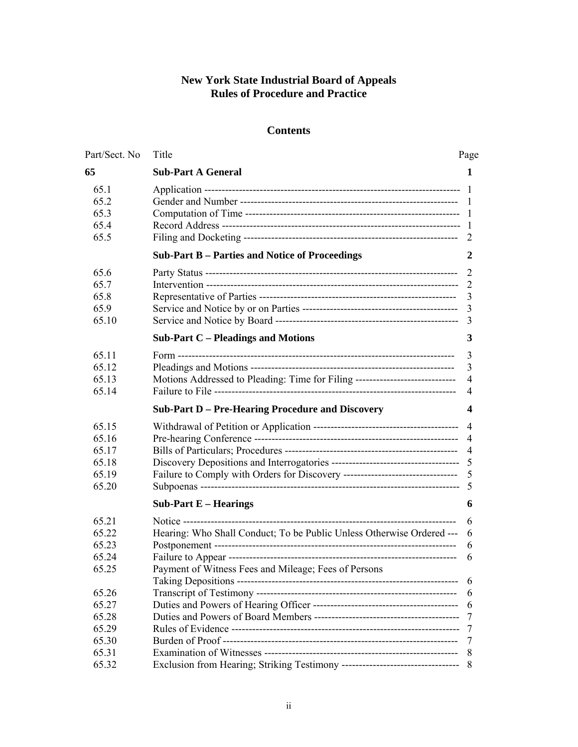# New York State Industrial Board of Appeals
# Rules of Procedure and Practice

## Contents

| Part/Sect. No | Title | Page |
|---|---|---|
| **65** | **Sub-Part A General** | **1** |
| 65.1 | Application | 1 |
| 65.2 | Gender and Number | 1 |
| 65.3 | Computation of Time | 1 |
| 65.4 | Record Address | 1 |
| 65.5 | Filing and Docketing | 2 |
| | **Sub-Part B – Parties and Notice of Proceedings** | **2** |
| 65.6 | Party Status | 2 |
| 65.7 | Intervention | 2 |
| 65.8 | Representative of Parties | 3 |
| 65.9 | Service and Notice by or on Parties | 3 |
| 65.10 | Service and Notice by Board | 3 |
| | **Sub-Part C – Pleadings and Motions** | **3** |
| 65.11 | Form | 3 |
| 65.12 | Pleadings and Motions | 3 |
| 65.13 | Motions Addressed to Pleading: Time for Filing | 4 |
| 65.14 | Failure to File | 4 |
| | **Sub-Part D – Pre-Hearing Procedure and Discovery** | **4** |
| 65.15 | Withdrawal of Petition or Application | 4 |
| 65.16 | Pre-hearing Conference | 4 |
| 65.17 | Bills of Particulars; Procedures | 4 |
| 65.18 | Discovery Depositions and Interrogatories | 5 |
| 65.19 | Failure to Comply with Orders for Discovery | 5 |
| 65.20 | Subpoenas | 5 |
| | **Sub-Part E – Hearings** | **6** |
| 65.21 | Notice | 6 |
| 65.22 | Hearing: Who Shall Conduct; To be Public Unless Otherwise Ordered | 6 |
| 65.23 | Postponement | 6 |
| 65.24 | Failure to Appear | 6 |
| 65.25 | Payment of Witness Fees and Mileage; Fees of Persons Taking Depositions | 6 |
| 65.26 | Transcript of Testimony | 6 |
| 65.27 | Duties and Powers of Hearing Officer | 6 |
| 65.28 | Duties and Powers of Board Members | 7 |
| 65.29 | Rules of Evidence | 7 |
| 65.30 | Burden of Proof | 7 |
| 65.31 | Examination of Witnesses | 8 |
| 65.32 | Exclusion from Hearing; Striking Testimony | 8 |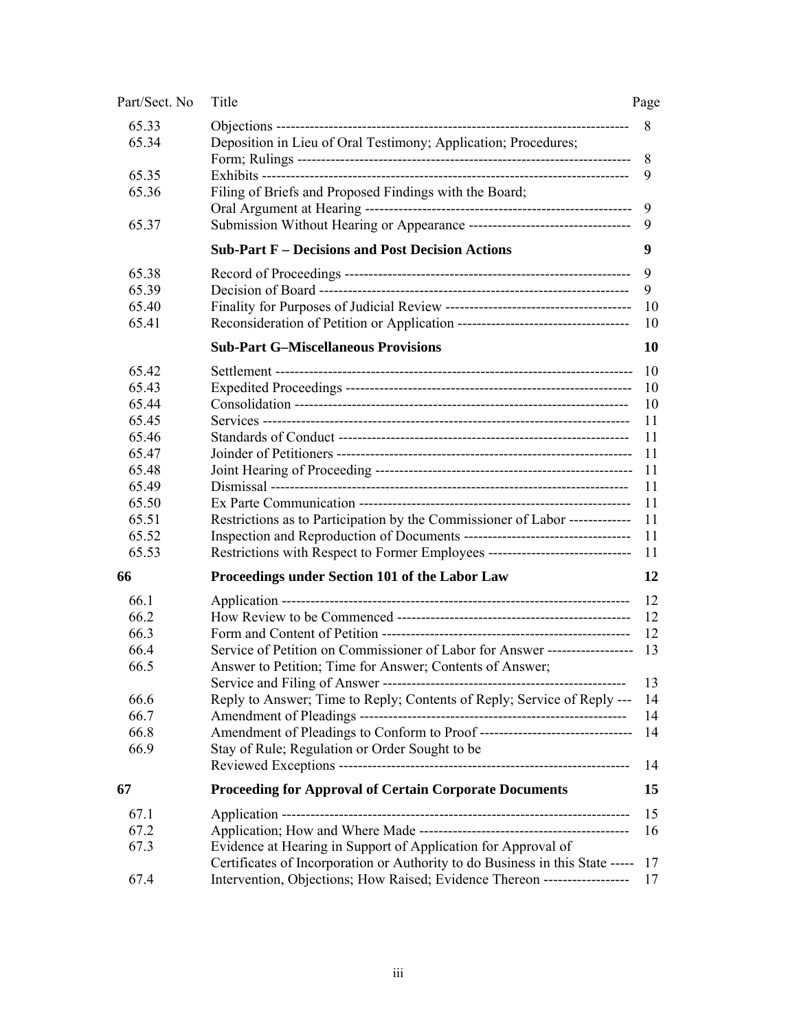| Part/Sect. No | Title | Page |
|---|---|---|
| 65.33 | Objections | 8 |
| 65.34 | Deposition in Lieu of Oral Testimony; Application; Procedures; Form; Rulings | 8 |
| 65.35 | Exhibits | 9 |
| 65.36 | Filing of Briefs and Proposed Findings with the Board; Oral Argument at Hearing | 9 |
| 65.37 | Submission Without Hearing or Appearance | 9 |
| | **Sub-Part F – Decisions and Post Decision Actions** | **9** |
| 65.38 | Record of Proceedings | 9 |
| 65.39 | Decision of Board | 9 |
| 65.40 | Finality for Purposes of Judicial Review | 10 |
| 65.41 | Reconsideration of Petition or Application | 10 |
| | **Sub-Part G–Miscellaneous Provisions** | **10** |
| 65.42 | Settlement | 10 |
| 65.43 | Expedited Proceedings | 10 |
| 65.44 | Consolidation | 10 |
| 65.45 | Services | 11 |
| 65.46 | Standards of Conduct | 11 |
| 65.47 | Joinder of Petitioners | 11 |
| 65.48 | Joint Hearing of Proceeding | 11 |
| 65.49 | Dismissal | 11 |
| 65.50 | Ex Parte Communication | 11 |
| 65.51 | Restrictions as to Participation by the Commissioner of Labor | 11 |
| 65.52 | Inspection and Reproduction of Documents | 11 |
| 65.53 | Restrictions with Respect to Former Employees | 11 |
| **66** | **Proceedings under Section 101 of the Labor Law** | **12** |
| 66.1 | Application | 12 |
| 66.2 | How Review to be Commenced | 12 |
| 66.3 | Form and Content of Petition | 12 |
| 66.4 | Service of Petition on Commissioner of Labor for Answer | 13 |
| 66.5 | Answer to Petition; Time for Answer; Contents of Answer; Service and Filing of Answer | 13 |
| 66.6 | Reply to Answer; Time to Reply; Contents of Reply; Service of Reply | 14 |
| 66.7 | Amendment of Pleadings | 14 |
| 66.8 | Amendment of Pleadings to Conform to Proof | 14 |
| 66.9 | Stay of Rule; Regulation or Order Sought to be Reviewed Exceptions | 14 |
| **67** | **Proceeding for Approval of Certain Corporate Documents** | **15** |
| 67.1 | Application | 15 |
| 67.2 | Application; How and Where Made | 16 |
| 67.3 | Evidence at Hearing in Support of Application for Approval of Certificates of Incorporation or Authority to do Business in this State | 17 |
| 67.4 | Intervention, Objections; How Raised; Evidence Thereon | 17 |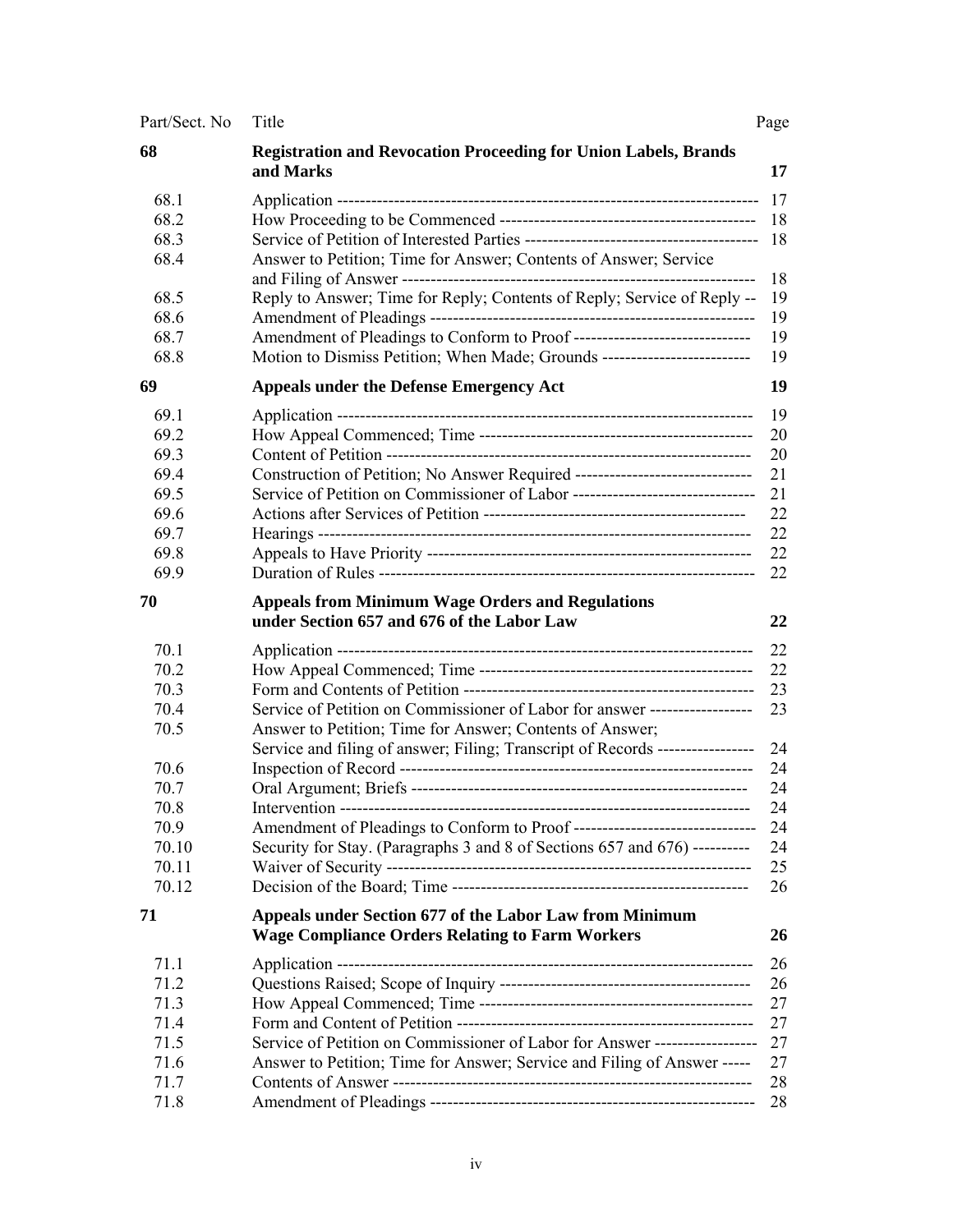| Part/Sect. No | Title | Page |
|---|---|---|
| **68** | **Registration and Revocation Proceeding for Union Labels, Brands and Marks** | **17** |
| 68.1 | Application | 17 |
| 68.2 | How Proceeding to be Commenced | 18 |
| 68.3 | Service of Petition of Interested Parties | 18 |
| 68.4 | Answer to Petition; Time for Answer; Contents of Answer; Service and Filing of Answer | 18 |
| 68.5 | Reply to Answer; Time for Reply; Contents of Reply; Service of Reply | 19 |
| 68.6 | Amendment of Pleadings | 19 |
| 68.7 | Amendment of Pleadings to Conform to Proof | 19 |
| 68.8 | Motion to Dismiss Petition; When Made; Grounds | 19 |
| **69** | **Appeals under the Defense Emergency Act** | **19** |
| 69.1 | Application | 19 |
| 69.2 | How Appeal Commenced; Time | 20 |
| 69.3 | Content of Petition | 20 |
| 69.4 | Construction of Petition; No Answer Required | 21 |
| 69.5 | Service of Petition on Commissioner of Labor | 21 |
| 69.6 | Actions after Services of Petition | 22 |
| 69.7 | Hearings | 22 |
| 69.8 | Appeals to Have Priority | 22 |
| 69.9 | Duration of Rules | 22 |
| **70** | **Appeals from Minimum Wage Orders and Regulations under Section 657 and 676 of the Labor Law** | **22** |
| 70.1 | Application | 22 |
| 70.2 | How Appeal Commenced; Time | 22 |
| 70.3 | Form and Contents of Petition | 23 |
| 70.4 | Service of Petition on Commissioner of Labor for answer | 23 |
| 70.5 | Answer to Petition; Time for Answer; Contents of Answer; Service and filing of answer; Filing; Transcript of Records | 24 |
| 70.6 | Inspection of Record | 24 |
| 70.7 | Oral Argument; Briefs | 24 |
| 70.8 | Intervention | 24 |
| 70.9 | Amendment of Pleadings to Conform to Proof | 24 |
| 70.10 | Security for Stay. (Paragraphs 3 and 8 of Sections 657 and 676) | 24 |
| 70.11 | Waiver of Security | 25 |
| 70.12 | Decision of the Board; Time | 26 |
| **71** | **Appeals under Section 677 of the Labor Law from Minimum Wage Compliance Orders Relating to Farm Workers** | **26** |
| 71.1 | Application | 26 |
| 71.2 | Questions Raised; Scope of Inquiry | 26 |
| 71.3 | How Appeal Commenced; Time | 27 |
| 71.4 | Form and Content of Petition | 27 |
| 71.5 | Service of Petition on Commissioner of Labor for Answer | 27 |
| 71.6 | Answer to Petition; Time for Answer; Service and Filing of Answer | 27 |
| 71.7 | Contents of Answer | 28 |
| 71.8 | Amendment of Pleadings | 28 |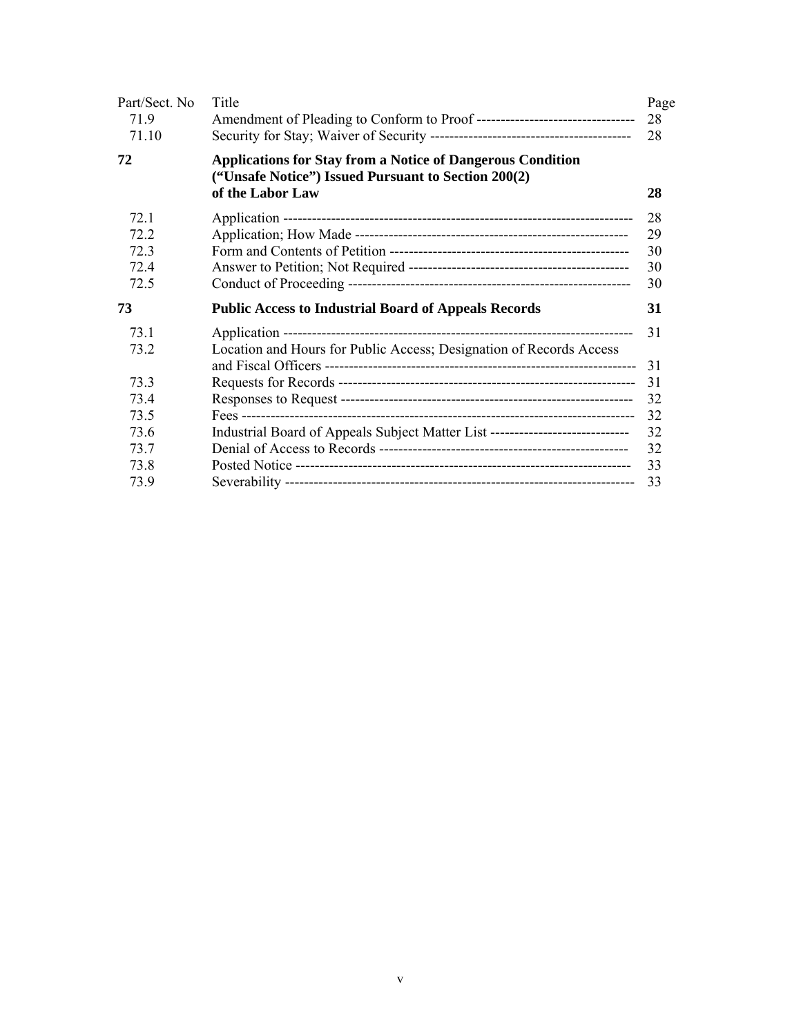| Part/Sect. No | Title | Page |
|---|---|---|
| 71.9 | Amendment of Pleading to Conform to Proof | 28 |
| 71.10 | Security for Stay; Waiver of Security | 28 |
| **72** | **Applications for Stay from a Notice of Dangerous Condition ("Unsafe Notice") Issued Pursuant to Section 200(2) of the Labor Law** | **28** |
| 72.1 | Application | 28 |
| 72.2 | Application; How Made | 29 |
| 72.3 | Form and Contents of Petition | 30 |
| 72.4 | Answer to Petition; Not Required | 30 |
| 72.5 | Conduct of Proceeding | 30 |
| **73** | **Public Access to Industrial Board of Appeals Records** | **31** |
| 73.1 | Application | 31 |
| 73.2 | Location and Hours for Public Access; Designation of Records Access and Fiscal Officers | 31 |
| 73.3 | Requests for Records | 31 |
| 73.4 | Responses to Request | 32 |
| 73.5 | Fees | 32 |
| 73.6 | Industrial Board of Appeals Subject Matter List | 32 |
| 73.7 | Denial of Access to Records | 32 |
| 73.8 | Posted Notice | 33 |
| 73.9 | Severability | 33 |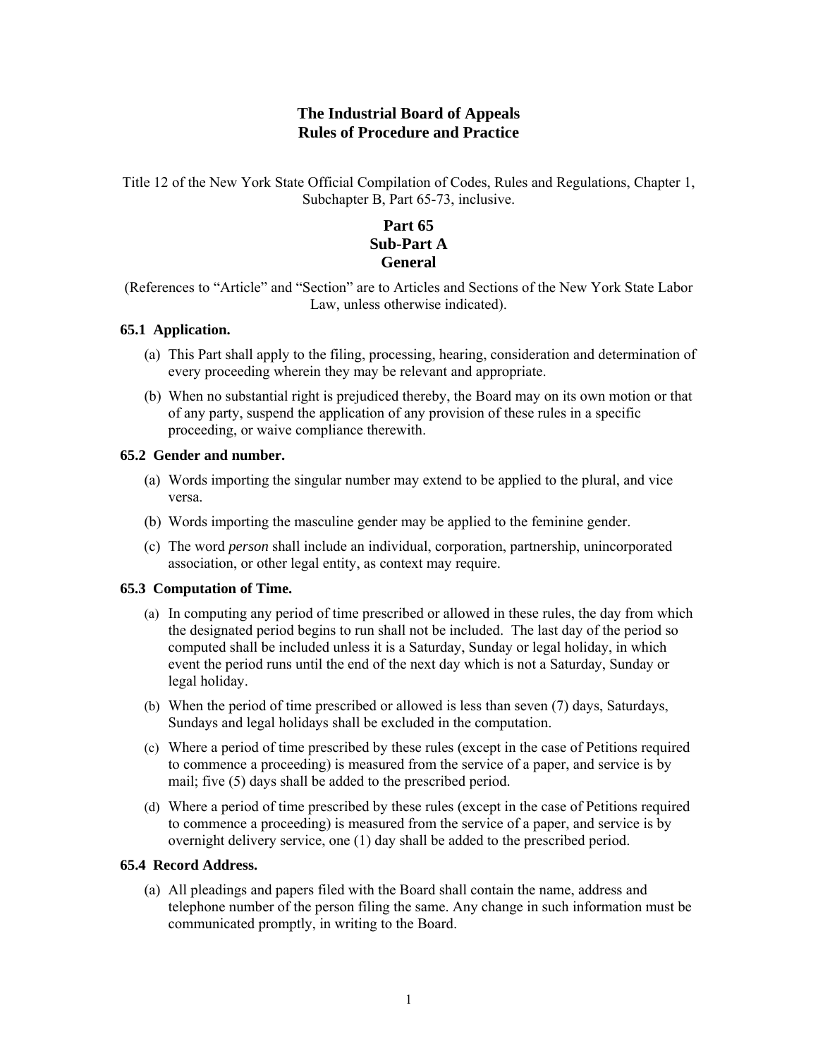# The Industrial Board of Appeals
# Rules of Procedure and Practice

Title 12 of the New York State Official Compilation of Codes, Rules and Regulations, Chapter 1, Subchapter B, Part 65-73, inclusive.

## Part 65
## Sub-Part A
## General

(References to "Article" and "Section" are to Articles and Sections of the New York State Labor Law, unless otherwise indicated).

### 65.1 Application.

(a) This Part shall apply to the filing, processing, hearing, consideration and determination of every proceeding wherein they may be relevant and appropriate.

(b) When no substantial right is prejudiced thereby, the Board may on its own motion or that of any party, suspend the application of any provision of these rules in a specific proceeding, or waive compliance therewith.

### 65.2 Gender and number.

(a) Words importing the singular number may extend to be applied to the plural, and vice versa.

(b) Words importing the masculine gender may be applied to the feminine gender.

(c) The word *person* shall include an individual, corporation, partnership, unincorporated association, or other legal entity, as context may require.

### 65.3 Computation of Time.

(a) In computing any period of time prescribed or allowed in these rules, the day from which the designated period begins to run shall not be included. The last day of the period so computed shall be included unless it is a Saturday, Sunday or legal holiday, in which event the period runs until the end of the next day which is not a Saturday, Sunday or legal holiday.

(b) When the period of time prescribed or allowed is less than seven (7) days, Saturdays, Sundays and legal holidays shall be excluded in the computation.

(c) Where a period of time prescribed by these rules (except in the case of Petitions required to commence a proceeding) is measured from the service of a paper, and service is by mail; five (5) days shall be added to the prescribed period.

(d) Where a period of time prescribed by these rules (except in the case of Petitions required to commence a proceeding) is measured from the service of a paper, and service is by overnight delivery service, one (1) day shall be added to the prescribed period.

### 65.4 Record Address.

(a) All pleadings and papers filed with the Board shall contain the name, address and telephone number of the person filing the same. Any change in such information must be communicated promptly, in writing to the Board.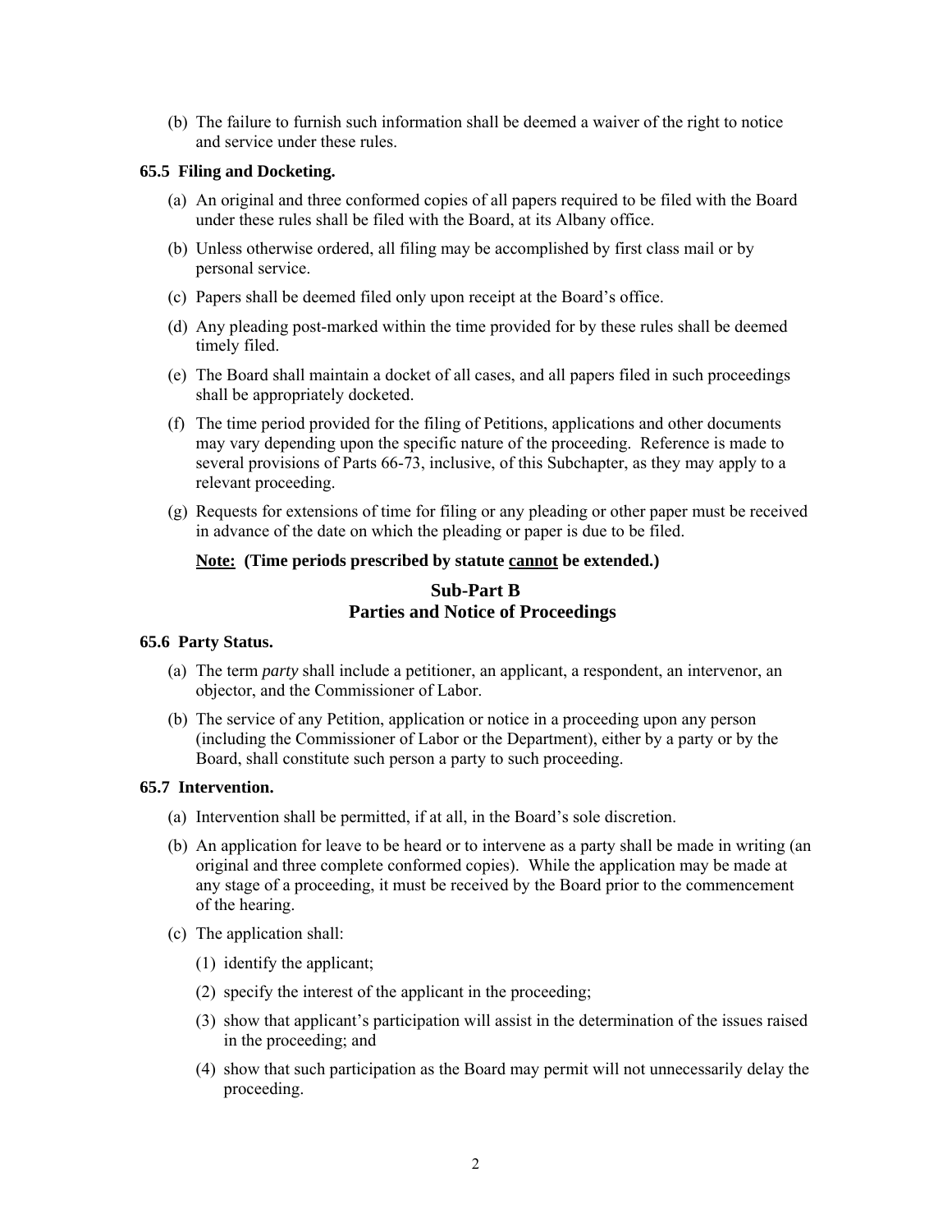(b) The failure to furnish such information shall be deemed a waiver of the right to notice and service under these rules.

### 65.5 Filing and Docketing.

(a) An original and three conformed copies of all papers required to be filed with the Board under these rules shall be filed with the Board, at its Albany office.

(b) Unless otherwise ordered, all filing may be accomplished by first class mail or by personal service.

(c) Papers shall be deemed filed only upon receipt at the Board's office.

(d) Any pleading post-marked within the time provided for by these rules shall be deemed timely filed.

(e) The Board shall maintain a docket of all cases, and all papers filed in such proceedings shall be appropriately docketed.

(f) The time period provided for the filing of Petitions, applications and other documents may vary depending upon the specific nature of the proceeding. Reference is made to several provisions of Parts 66-73, inclusive, of this Subchapter, as they may apply to a relevant proceeding.

(g) Requests for extensions of time for filing or any pleading or other paper must be received in advance of the date on which the pleading or paper is due to be filed.

**Note: (Time periods prescribed by statute cannot be extended.)**

## Sub-Part B
## Parties and Notice of Proceedings

### 65.6 Party Status.

(a) The term *party* shall include a petitioner, an applicant, a respondent, an intervenor, an objector, and the Commissioner of Labor.

(b) The service of any Petition, application or notice in a proceeding upon any person (including the Commissioner of Labor or the Department), either by a party or by the Board, shall constitute such person a party to such proceeding.

### 65.7 Intervention.

(a) Intervention shall be permitted, if at all, in the Board's sole discretion.

(b) An application for leave to be heard or to intervene as a party shall be made in writing (an original and three complete conformed copies). While the application may be made at any stage of a proceeding, it must be received by the Board prior to the commencement of the hearing.

(c) The application shall:

(1) identify the applicant;

(2) specify the interest of the applicant in the proceeding;

(3) show that applicant's participation will assist in the determination of the issues raised in the proceeding; and

(4) show that such participation as the Board may permit will not unnecessarily delay the proceeding.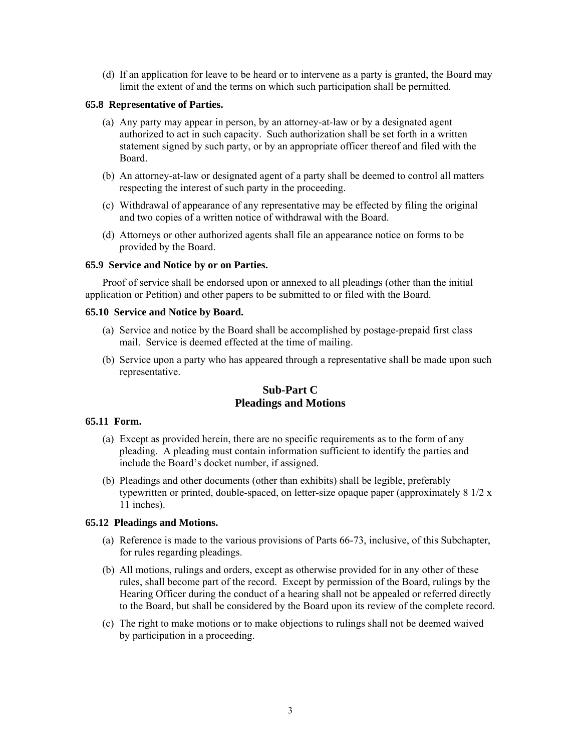(d) If an application for leave to be heard or to intervene as a party is granted, the Board may limit the extent of and the terms on which such participation shall be permitted.

#### 65.8 Representative of Parties.

(a) Any party may appear in person, by an attorney-at-law or by a designated agent authorized to act in such capacity. Such authorization shall be set forth in a written statement signed by such party, or by an appropriate officer thereof and filed with the Board.

(b) An attorney-at-law or designated agent of a party shall be deemed to control all matters respecting the interest of such party in the proceeding.

(c) Withdrawal of appearance of any representative may be effected by filing the original and two copies of a written notice of withdrawal with the Board.

(d) Attorneys or other authorized agents shall file an appearance notice on forms to be provided by the Board.

#### 65.9 Service and Notice by or on Parties.

Proof of service shall be endorsed upon or annexed to all pleadings (other than the initial application or Petition) and other papers to be submitted to or filed with the Board.

#### 65.10 Service and Notice by Board.

(a) Service and notice by the Board shall be accomplished by postage-prepaid first class mail. Service is deemed effected at the time of mailing.

(b) Service upon a party who has appeared through a representative shall be made upon such representative.

## Sub-Part C
## Pleadings and Motions

#### 65.11 Form.

(a) Except as provided herein, there are no specific requirements as to the form of any pleading. A pleading must contain information sufficient to identify the parties and include the Board's docket number, if assigned.

(b) Pleadings and other documents (other than exhibits) shall be legible, preferably typewritten or printed, double-spaced, on letter-size opaque paper (approximately 8 1/2 x 11 inches).

#### 65.12 Pleadings and Motions.

(a) Reference is made to the various provisions of Parts 66-73, inclusive, of this Subchapter, for rules regarding pleadings.

(b) All motions, rulings and orders, except as otherwise provided for in any other of these rules, shall become part of the record. Except by permission of the Board, rulings by the Hearing Officer during the conduct of a hearing shall not be appealed or referred directly to the Board, but shall be considered by the Board upon its review of the complete record.

(c) The right to make motions or to make objections to rulings shall not be deemed waived by participation in a proceeding.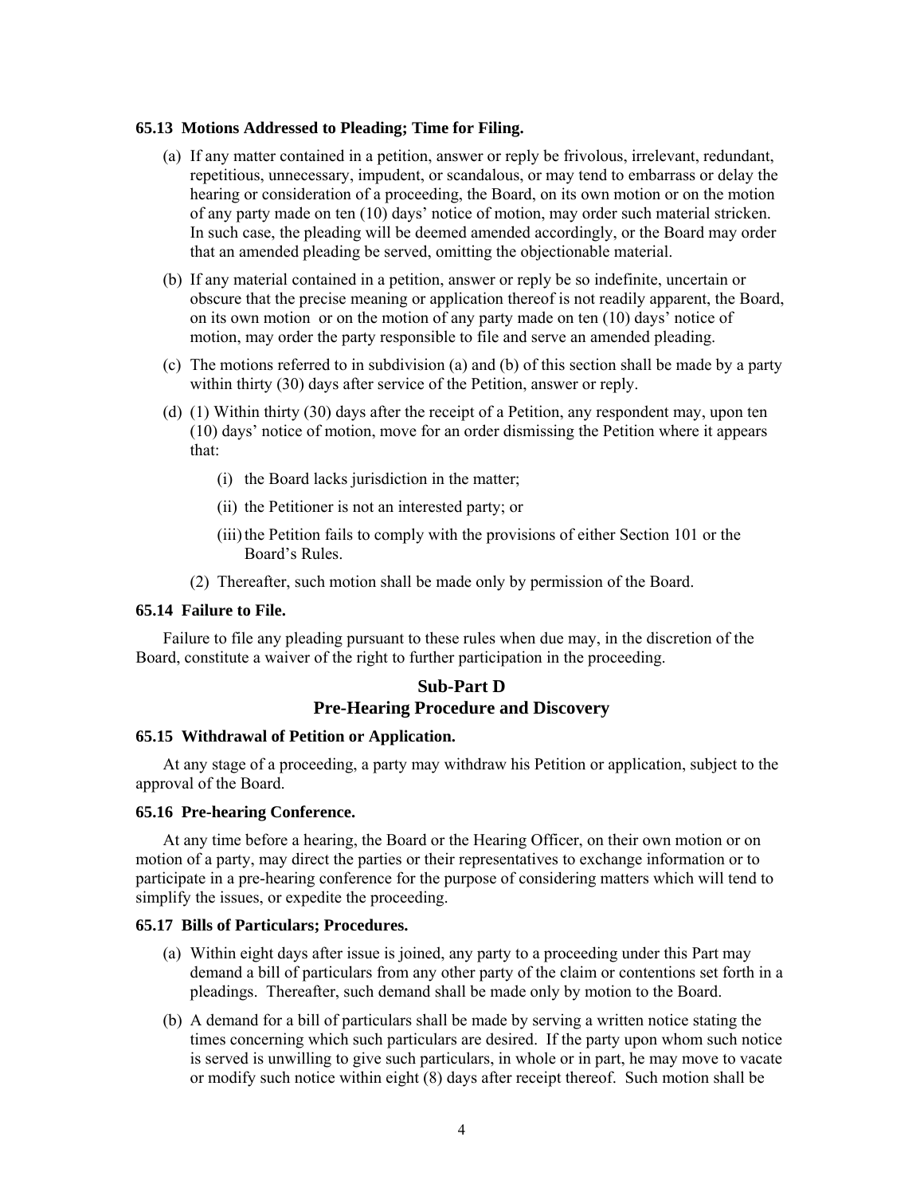**65.13 Motions Addressed to Pleading; Time for Filing.**

(a) If any matter contained in a petition, answer or reply be frivolous, irrelevant, redundant, repetitious, unnecessary, impudent, or scandalous, or may tend to embarrass or delay the hearing or consideration of a proceeding, the Board, on its own motion or on the motion of any party made on ten (10) days' notice of motion, may order such material stricken. In such case, the pleading will be deemed amended accordingly, or the Board may order that an amended pleading be served, omitting the objectionable material.

(b) If any material contained in a petition, answer or reply be so indefinite, uncertain or obscure that the precise meaning or application thereof is not readily apparent, the Board, on its own motion or on the motion of any party made on ten (10) days' notice of motion, may order the party responsible to file and serve an amended pleading.

(c) The motions referred to in subdivision (a) and (b) of this section shall be made by a party within thirty (30) days after service of the Petition, answer or reply.

(d) (1) Within thirty (30) days after the receipt of a Petition, any respondent may, upon ten (10) days' notice of motion, move for an order dismissing the Petition where it appears that:

  (i) the Board lacks jurisdiction in the matter;

  (ii) the Petitioner is not an interested party; or

  (iii) the Petition fails to comply with the provisions of either Section 101 or the Board's Rules.

(2) Thereafter, such motion shall be made only by permission of the Board.

**65.14 Failure to File.**

Failure to file any pleading pursuant to these rules when due may, in the discretion of the Board, constitute a waiver of the right to further participation in the proceeding.

## Sub-Part D
## Pre-Hearing Procedure and Discovery

**65.15 Withdrawal of Petition or Application.**

At any stage of a proceeding, a party may withdraw his Petition or application, subject to the approval of the Board.

**65.16 Pre-hearing Conference.**

At any time before a hearing, the Board or the Hearing Officer, on their own motion or on motion of a party, may direct the parties or their representatives to exchange information or to participate in a pre-hearing conference for the purpose of considering matters which will tend to simplify the issues, or expedite the proceeding.

**65.17 Bills of Particulars; Procedures.**

(a) Within eight days after issue is joined, any party to a proceeding under this Part may demand a bill of particulars from any other party of the claim or contentions set forth in a pleadings. Thereafter, such demand shall be made only by motion to the Board.

(b) A demand for a bill of particulars shall be made by serving a written notice stating the times concerning which such particulars are desired. If the party upon whom such notice is served is unwilling to give such particulars, in whole or in part, he may move to vacate or modify such notice within eight (8) days after receipt thereof. Such motion shall be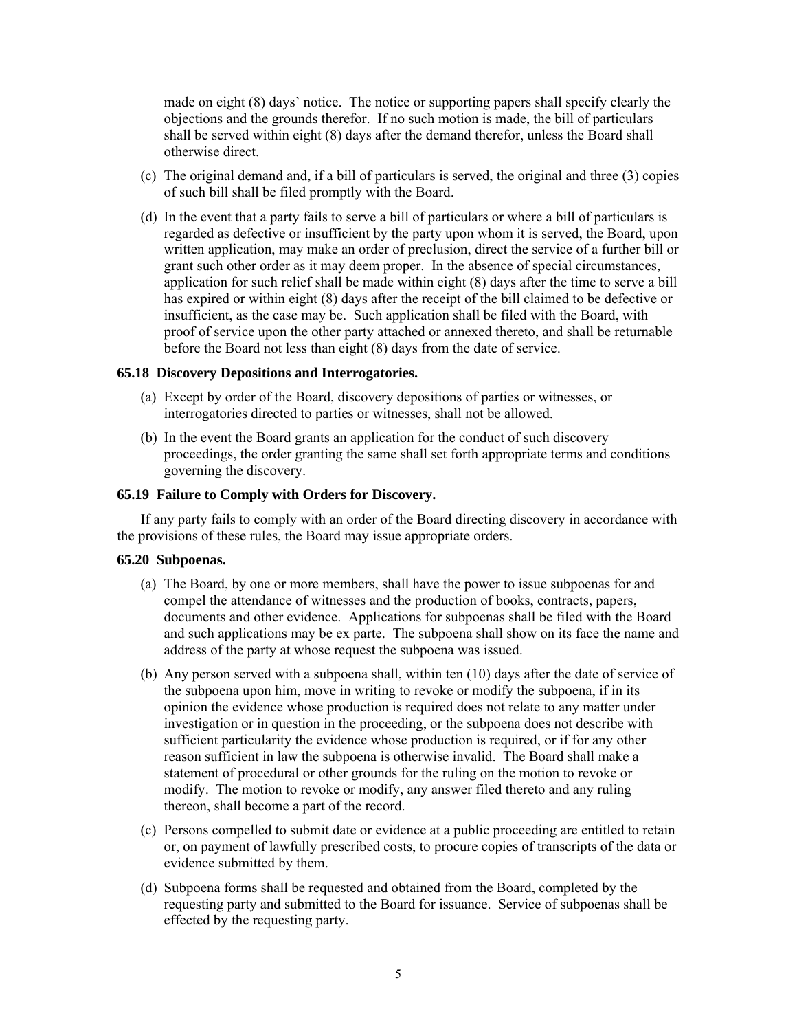made on eight (8) days' notice. The notice or supporting papers shall specify clearly the objections and the grounds therefor. If no such motion is made, the bill of particulars shall be served within eight (8) days after the demand therefor, unless the Board shall otherwise direct.

(c) The original demand and, if a bill of particulars is served, the original and three (3) copies of such bill shall be filed promptly with the Board.

(d) In the event that a party fails to serve a bill of particulars or where a bill of particulars is regarded as defective or insufficient by the party upon whom it is served, the Board, upon written application, may make an order of preclusion, direct the service of a further bill or grant such other order as it may deem proper. In the absence of special circumstances, application for such relief shall be made within eight (8) days after the time to serve a bill has expired or within eight (8) days after the receipt of the bill claimed to be defective or insufficient, as the case may be. Such application shall be filed with the Board, with proof of service upon the other party attached or annexed thereto, and shall be returnable before the Board not less than eight (8) days from the date of service.

### 65.18 Discovery Depositions and Interrogatories.

(a) Except by order of the Board, discovery depositions of parties or witnesses, or interrogatories directed to parties or witnesses, shall not be allowed.

(b) In the event the Board grants an application for the conduct of such discovery proceedings, the order granting the same shall set forth appropriate terms and conditions governing the discovery.

### 65.19 Failure to Comply with Orders for Discovery.

If any party fails to comply with an order of the Board directing discovery in accordance with the provisions of these rules, the Board may issue appropriate orders.

### 65.20 Subpoenas.

(a) The Board, by one or more members, shall have the power to issue subpoenas for and compel the attendance of witnesses and the production of books, contracts, papers, documents and other evidence. Applications for subpoenas shall be filed with the Board and such applications may be ex parte. The subpoena shall show on its face the name and address of the party at whose request the subpoena was issued.

(b) Any person served with a subpoena shall, within ten (10) days after the date of service of the subpoena upon him, move in writing to revoke or modify the subpoena, if in its opinion the evidence whose production is required does not relate to any matter under investigation or in question in the proceeding, or the subpoena does not describe with sufficient particularity the evidence whose production is required, or if for any other reason sufficient in law the subpoena is otherwise invalid. The Board shall make a statement of procedural or other grounds for the ruling on the motion to revoke or modify. The motion to revoke or modify, any answer filed thereto and any ruling thereon, shall become a part of the record.

(c) Persons compelled to submit date or evidence at a public proceeding are entitled to retain or, on payment of lawfully prescribed costs, to procure copies of transcripts of the data or evidence submitted by them.

(d) Subpoena forms shall be requested and obtained from the Board, completed by the requesting party and submitted to the Board for issuance. Service of subpoenas shall be effected by the requesting party.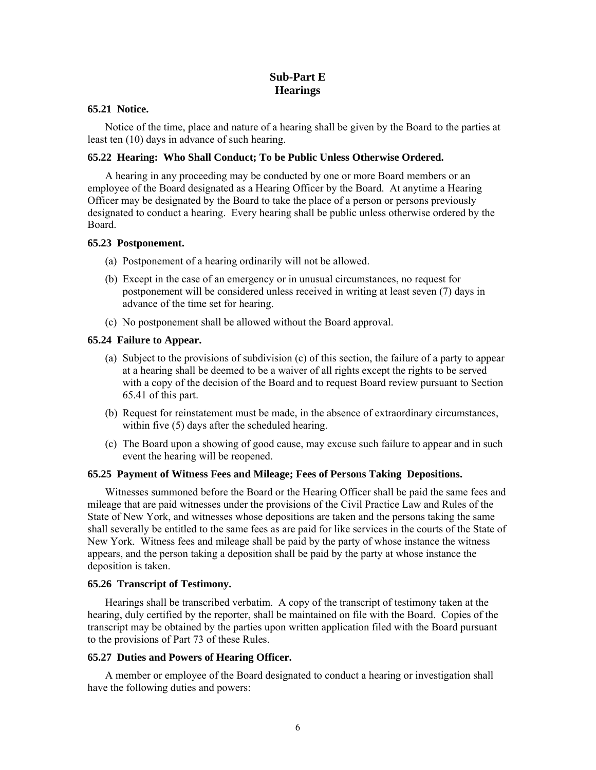## Sub-Part E
## Hearings

### 65.21 Notice.

Notice of the time, place and nature of a hearing shall be given by the Board to the parties at least ten (10) days in advance of such hearing.

### 65.22 Hearing: Who Shall Conduct; To be Public Unless Otherwise Ordered.

A hearing in any proceeding may be conducted by one or more Board members or an employee of the Board designated as a Hearing Officer by the Board. At anytime a Hearing Officer may be designated by the Board to take the place of a person or persons previously designated to conduct a hearing. Every hearing shall be public unless otherwise ordered by the Board.

### 65.23 Postponement.

(a) Postponement of a hearing ordinarily will not be allowed.

(b) Except in the case of an emergency or in unusual circumstances, no request for postponement will be considered unless received in writing at least seven (7) days in advance of the time set for hearing.

(c) No postponement shall be allowed without the Board approval.

### 65.24 Failure to Appear.

(a) Subject to the provisions of subdivision (c) of this section, the failure of a party to appear at a hearing shall be deemed to be a waiver of all rights except the rights to be served with a copy of the decision of the Board and to request Board review pursuant to Section 65.41 of this part.

(b) Request for reinstatement must be made, in the absence of extraordinary circumstances, within five (5) days after the scheduled hearing.

(c) The Board upon a showing of good cause, may excuse such failure to appear and in such event the hearing will be reopened.

### 65.25 Payment of Witness Fees and Mileage; Fees of Persons Taking Depositions.

Witnesses summoned before the Board or the Hearing Officer shall be paid the same fees and mileage that are paid witnesses under the provisions of the Civil Practice Law and Rules of the State of New York, and witnesses whose depositions are taken and the persons taking the same shall severally be entitled to the same fees as are paid for like services in the courts of the State of New York. Witness fees and mileage shall be paid by the party of whose instance the witness appears, and the person taking a deposition shall be paid by the party at whose instance the deposition is taken.

### 65.26 Transcript of Testimony.

Hearings shall be transcribed verbatim. A copy of the transcript of testimony taken at the hearing, duly certified by the reporter, shall be maintained on file with the Board. Copies of the transcript may be obtained by the parties upon written application filed with the Board pursuant to the provisions of Part 73 of these Rules.

### 65.27 Duties and Powers of Hearing Officer.

A member or employee of the Board designated to conduct a hearing or investigation shall have the following duties and powers: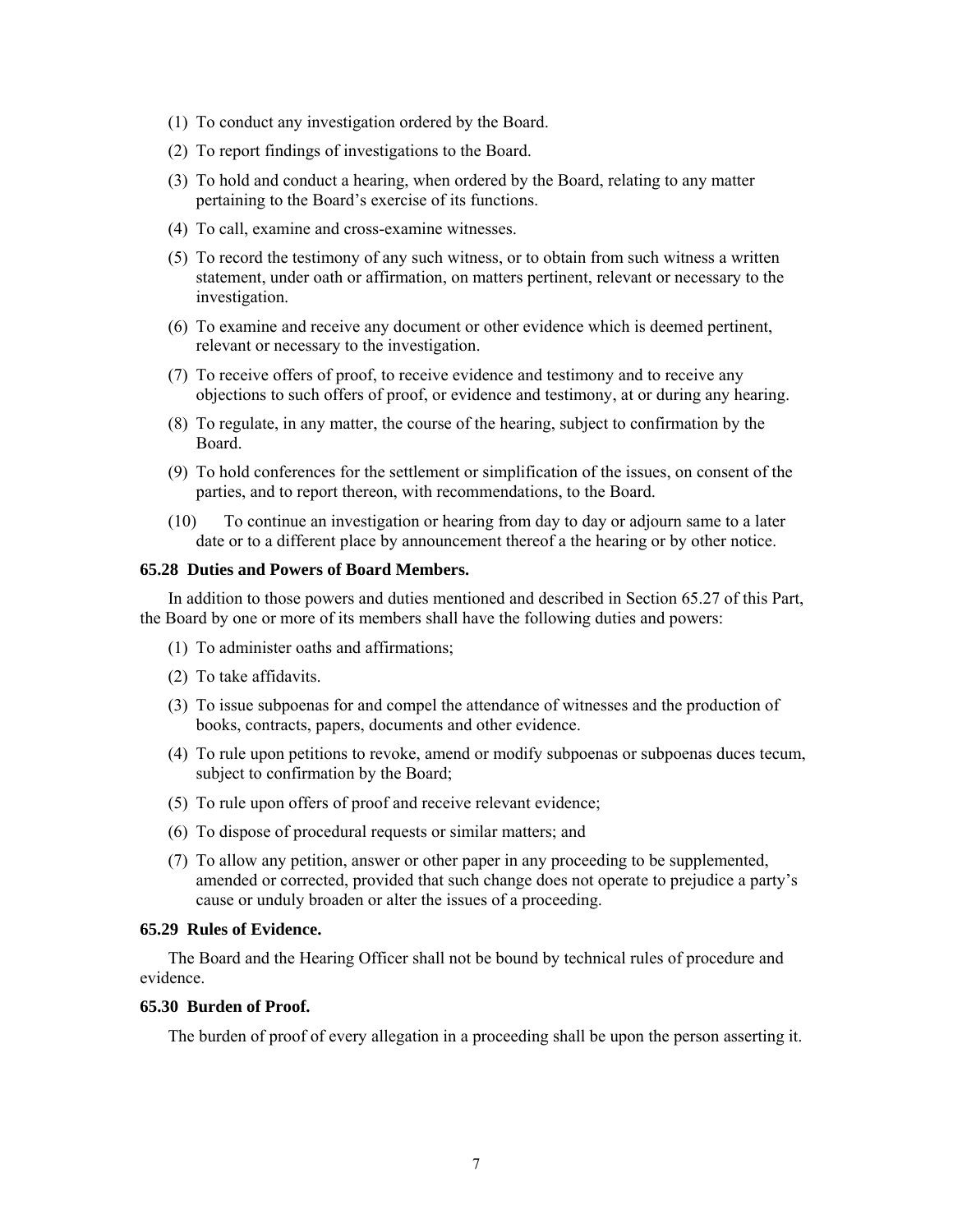(1) To conduct any investigation ordered by the Board.

(2) To report findings of investigations to the Board.

(3) To hold and conduct a hearing, when ordered by the Board, relating to any matter pertaining to the Board's exercise of its functions.

(4) To call, examine and cross-examine witnesses.

(5) To record the testimony of any such witness, or to obtain from such witness a written statement, under oath or affirmation, on matters pertinent, relevant or necessary to the investigation.

(6) To examine and receive any document or other evidence which is deemed pertinent, relevant or necessary to the investigation.

(7) To receive offers of proof, to receive evidence and testimony and to receive any objections to such offers of proof, or evidence and testimony, at or during any hearing.

(8) To regulate, in any matter, the course of the hearing, subject to confirmation by the Board.

(9) To hold conferences for the settlement or simplification of the issues, on consent of the parties, and to report thereon, with recommendations, to the Board.

(10) To continue an investigation or hearing from day to day or adjourn same to a later date or to a different place by announcement thereof a the hearing or by other notice.

### 65.28 Duties and Powers of Board Members.

In addition to those powers and duties mentioned and described in Section 65.27 of this Part, the Board by one or more of its members shall have the following duties and powers:

(1) To administer oaths and affirmations;

(2) To take affidavits.

(3) To issue subpoenas for and compel the attendance of witnesses and the production of books, contracts, papers, documents and other evidence.

(4) To rule upon petitions to revoke, amend or modify subpoenas or subpoenas duces tecum, subject to confirmation by the Board;

(5) To rule upon offers of proof and receive relevant evidence;

(6) To dispose of procedural requests or similar matters; and

(7) To allow any petition, answer or other paper in any proceeding to be supplemented, amended or corrected, provided that such change does not operate to prejudice a party's cause or unduly broaden or alter the issues of a proceeding.

### 65.29 Rules of Evidence.

The Board and the Hearing Officer shall not be bound by technical rules of procedure and evidence.

### 65.30 Burden of Proof.

The burden of proof of every allegation in a proceeding shall be upon the person asserting it.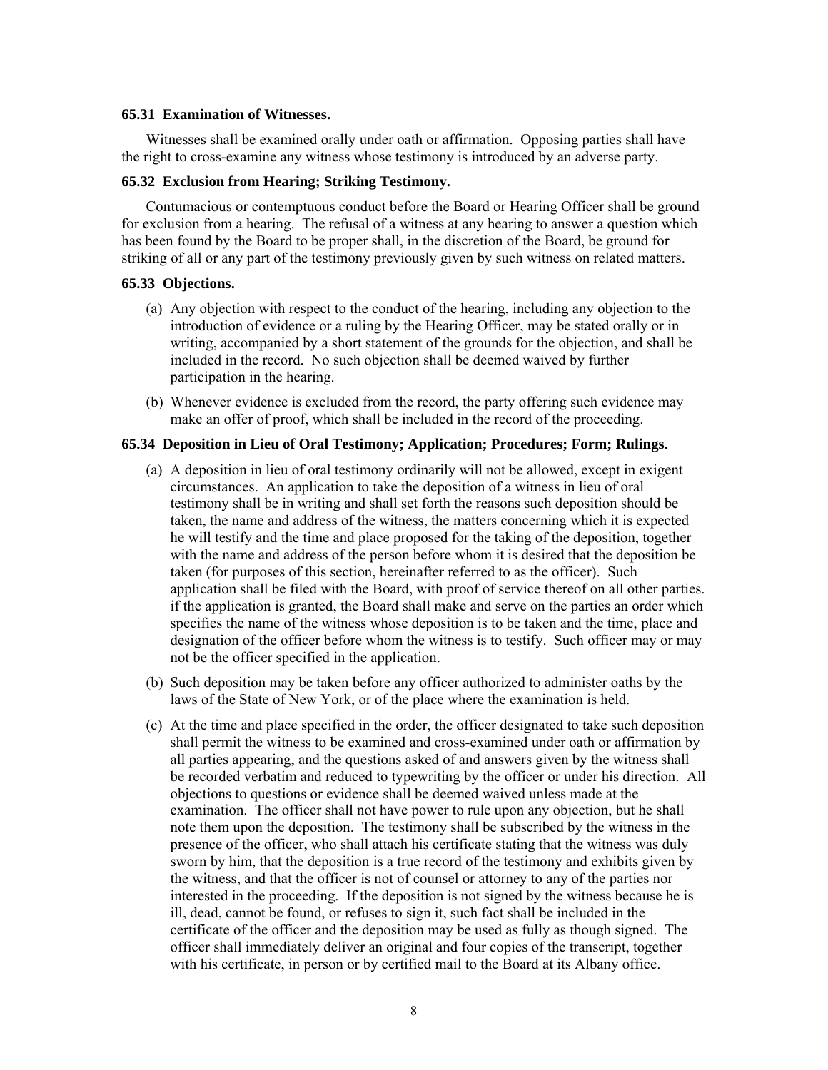### 65.31 Examination of Witnesses.

Witnesses shall be examined orally under oath or affirmation. Opposing parties shall have the right to cross-examine any witness whose testimony is introduced by an adverse party.

### 65.32 Exclusion from Hearing; Striking Testimony.

Contumacious or contemptuous conduct before the Board or Hearing Officer shall be ground for exclusion from a hearing. The refusal of a witness at any hearing to answer a question which has been found by the Board to be proper shall, in the discretion of the Board, be ground for striking of all or any part of the testimony previously given by such witness on related matters.

### 65.33 Objections.

(a) Any objection with respect to the conduct of the hearing, including any objection to the introduction of evidence or a ruling by the Hearing Officer, may be stated orally or in writing, accompanied by a short statement of the grounds for the objection, and shall be included in the record. No such objection shall be deemed waived by further participation in the hearing.

(b) Whenever evidence is excluded from the record, the party offering such evidence may make an offer of proof, which shall be included in the record of the proceeding.

### 65.34 Deposition in Lieu of Oral Testimony; Application; Procedures; Form; Rulings.

(a) A deposition in lieu of oral testimony ordinarily will not be allowed, except in exigent circumstances. An application to take the deposition of a witness in lieu of oral testimony shall be in writing and shall set forth the reasons such deposition should be taken, the name and address of the witness, the matters concerning which it is expected he will testify and the time and place proposed for the taking of the deposition, together with the name and address of the person before whom it is desired that the deposition be taken (for purposes of this section, hereinafter referred to as the officer). Such application shall be filed with the Board, with proof of service thereof on all other parties. if the application is granted, the Board shall make and serve on the parties an order which specifies the name of the witness whose deposition is to be taken and the time, place and designation of the officer before whom the witness is to testify. Such officer may or may not be the officer specified in the application.

(b) Such deposition may be taken before any officer authorized to administer oaths by the laws of the State of New York, or of the place where the examination is held.

(c) At the time and place specified in the order, the officer designated to take such deposition shall permit the witness to be examined and cross-examined under oath or affirmation by all parties appearing, and the questions asked of and answers given by the witness shall be recorded verbatim and reduced to typewriting by the officer or under his direction. All objections to questions or evidence shall be deemed waived unless made at the examination. The officer shall not have power to rule upon any objection, but he shall note them upon the deposition. The testimony shall be subscribed by the witness in the presence of the officer, who shall attach his certificate stating that the witness was duly sworn by him, that the deposition is a true record of the testimony and exhibits given by the witness, and that the officer is not of counsel or attorney to any of the parties nor interested in the proceeding. If the deposition is not signed by the witness because he is ill, dead, cannot be found, or refuses to sign it, such fact shall be included in the certificate of the officer and the deposition may be used as fully as though signed. The officer shall immediately deliver an original and four copies of the transcript, together with his certificate, in person or by certified mail to the Board at its Albany office.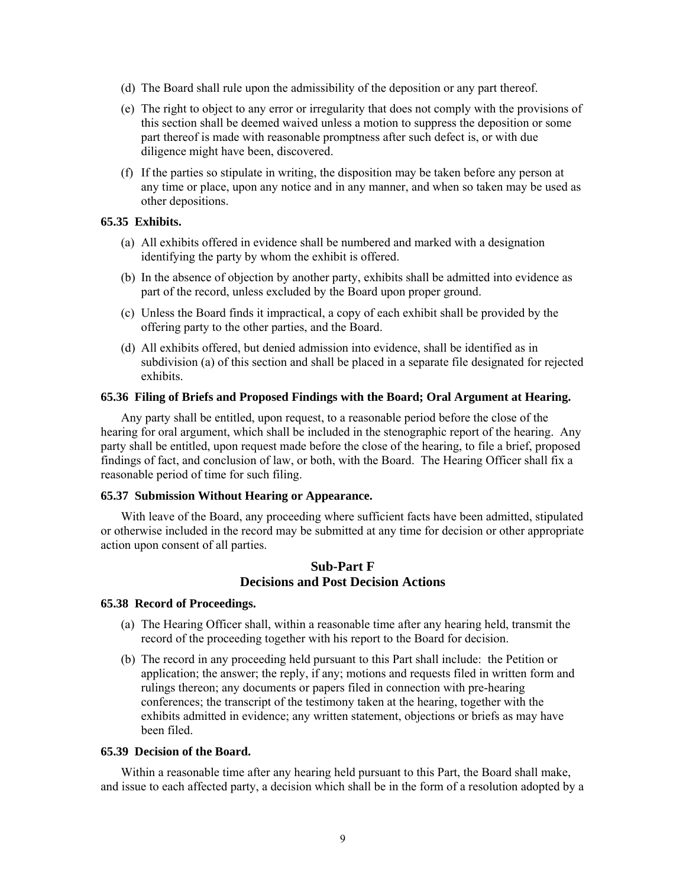(d) The Board shall rule upon the admissibility of the deposition or any part thereof.

(e) The right to object to any error or irregularity that does not comply with the provisions of this section shall be deemed waived unless a motion to suppress the deposition or some part thereof is made with reasonable promptness after such defect is, or with due diligence might have been, discovered.

(f) If the parties so stipulate in writing, the disposition may be taken before any person at any time or place, upon any notice and in any manner, and when so taken may be used as other depositions.

**65.35 Exhibits.**

(a) All exhibits offered in evidence shall be numbered and marked with a designation identifying the party by whom the exhibit is offered.

(b) In the absence of objection by another party, exhibits shall be admitted into evidence as part of the record, unless excluded by the Board upon proper ground.

(c) Unless the Board finds it impractical, a copy of each exhibit shall be provided by the offering party to the other parties, and the Board.

(d) All exhibits offered, but denied admission into evidence, shall be identified as in subdivision (a) of this section and shall be placed in a separate file designated for rejected exhibits.

**65.36 Filing of Briefs and Proposed Findings with the Board; Oral Argument at Hearing.**

Any party shall be entitled, upon request, to a reasonable period before the close of the hearing for oral argument, which shall be included in the stenographic report of the hearing. Any party shall be entitled, upon request made before the close of the hearing, to file a brief, proposed findings of fact, and conclusion of law, or both, with the Board. The Hearing Officer shall fix a reasonable period of time for such filing.

**65.37 Submission Without Hearing or Appearance.**

With leave of the Board, any proceeding where sufficient facts have been admitted, stipulated or otherwise included in the record may be submitted at any time for decision or other appropriate action upon consent of all parties.

## Sub-Part F
## Decisions and Post Decision Actions

**65.38 Record of Proceedings.**

(a) The Hearing Officer shall, within a reasonable time after any hearing held, transmit the record of the proceeding together with his report to the Board for decision.

(b) The record in any proceeding held pursuant to this Part shall include: the Petition or application; the answer; the reply, if any; motions and requests filed in written form and rulings thereon; any documents or papers filed in connection with pre-hearing conferences; the transcript of the testimony taken at the hearing, together with the exhibits admitted in evidence; any written statement, objections or briefs as may have been filed.

**65.39 Decision of the Board.**

Within a reasonable time after any hearing held pursuant to this Part, the Board shall make, and issue to each affected party, a decision which shall be in the form of a resolution adopted by a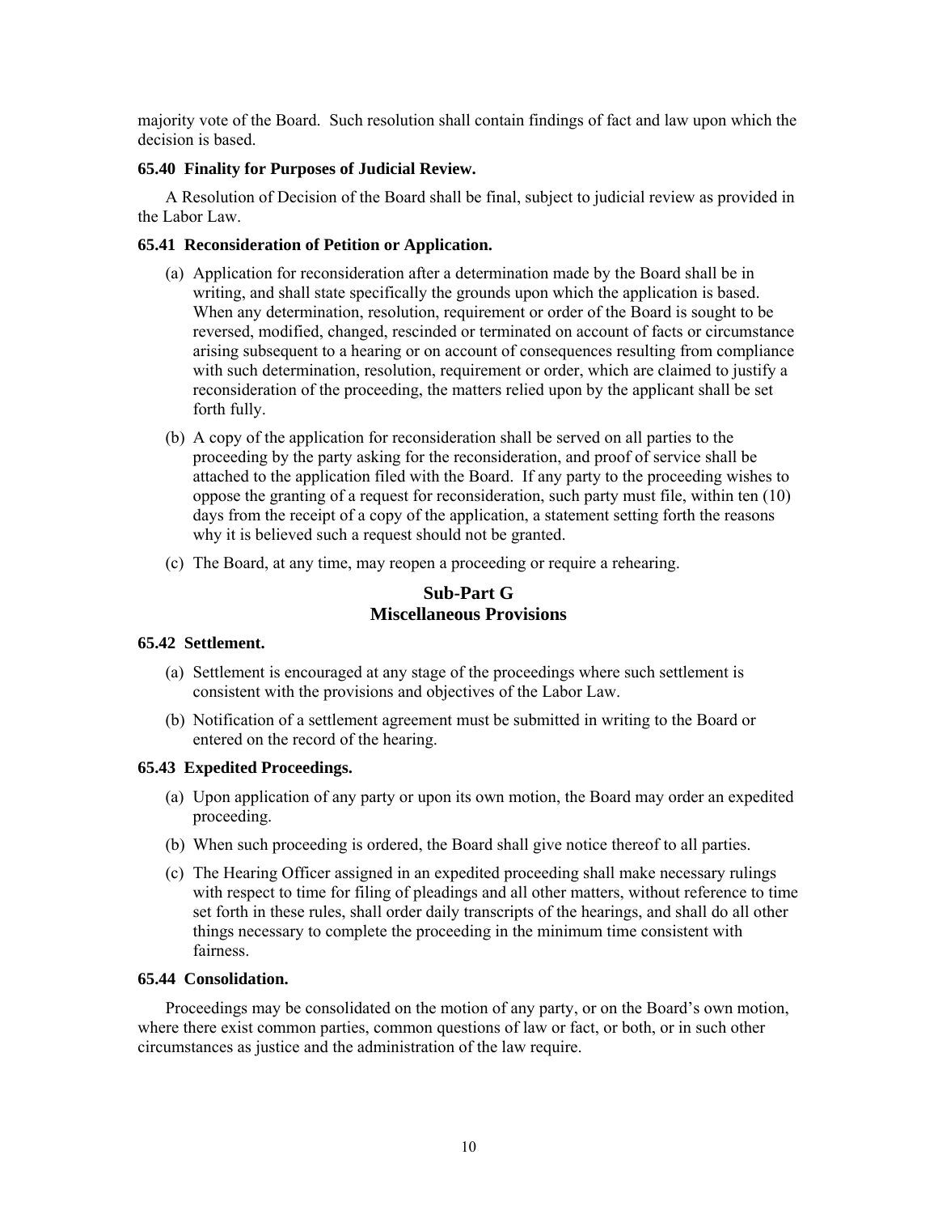majority vote of the Board. Such resolution shall contain findings of fact and law upon which the decision is based.

**65.40 Finality for Purposes of Judicial Review.**

A Resolution of Decision of the Board shall be final, subject to judicial review as provided in the Labor Law.

**65.41 Reconsideration of Petition or Application.**

(a) Application for reconsideration after a determination made by the Board shall be in writing, and shall state specifically the grounds upon which the application is based. When any determination, resolution, requirement or order of the Board is sought to be reversed, modified, changed, rescinded or terminated on account of facts or circumstance arising subsequent to a hearing or on account of consequences resulting from compliance with such determination, resolution, requirement or order, which are claimed to justify a reconsideration of the proceeding, the matters relied upon by the applicant shall be set forth fully.

(b) A copy of the application for reconsideration shall be served on all parties to the proceeding by the party asking for the reconsideration, and proof of service shall be attached to the application filed with the Board. If any party to the proceeding wishes to oppose the granting of a request for reconsideration, such party must file, within ten (10) days from the receipt of a copy of the application, a statement setting forth the reasons why it is believed such a request should not be granted.

(c) The Board, at any time, may reopen a proceeding or require a rehearing.

## Sub-Part G
## Miscellaneous Provisions

**65.42 Settlement.**

(a) Settlement is encouraged at any stage of the proceedings where such settlement is consistent with the provisions and objectives of the Labor Law.

(b) Notification of a settlement agreement must be submitted in writing to the Board or entered on the record of the hearing.

**65.43 Expedited Proceedings.**

(a) Upon application of any party or upon its own motion, the Board may order an expedited proceeding.

(b) When such proceeding is ordered, the Board shall give notice thereof to all parties.

(c) The Hearing Officer assigned in an expedited proceeding shall make necessary rulings with respect to time for filing of pleadings and all other matters, without reference to time set forth in these rules, shall order daily transcripts of the hearings, and shall do all other things necessary to complete the proceeding in the minimum time consistent with fairness.

**65.44 Consolidation.**

Proceedings may be consolidated on the motion of any party, or on the Board's own motion, where there exist common parties, common questions of law or fact, or both, or in such other circumstances as justice and the administration of the law require.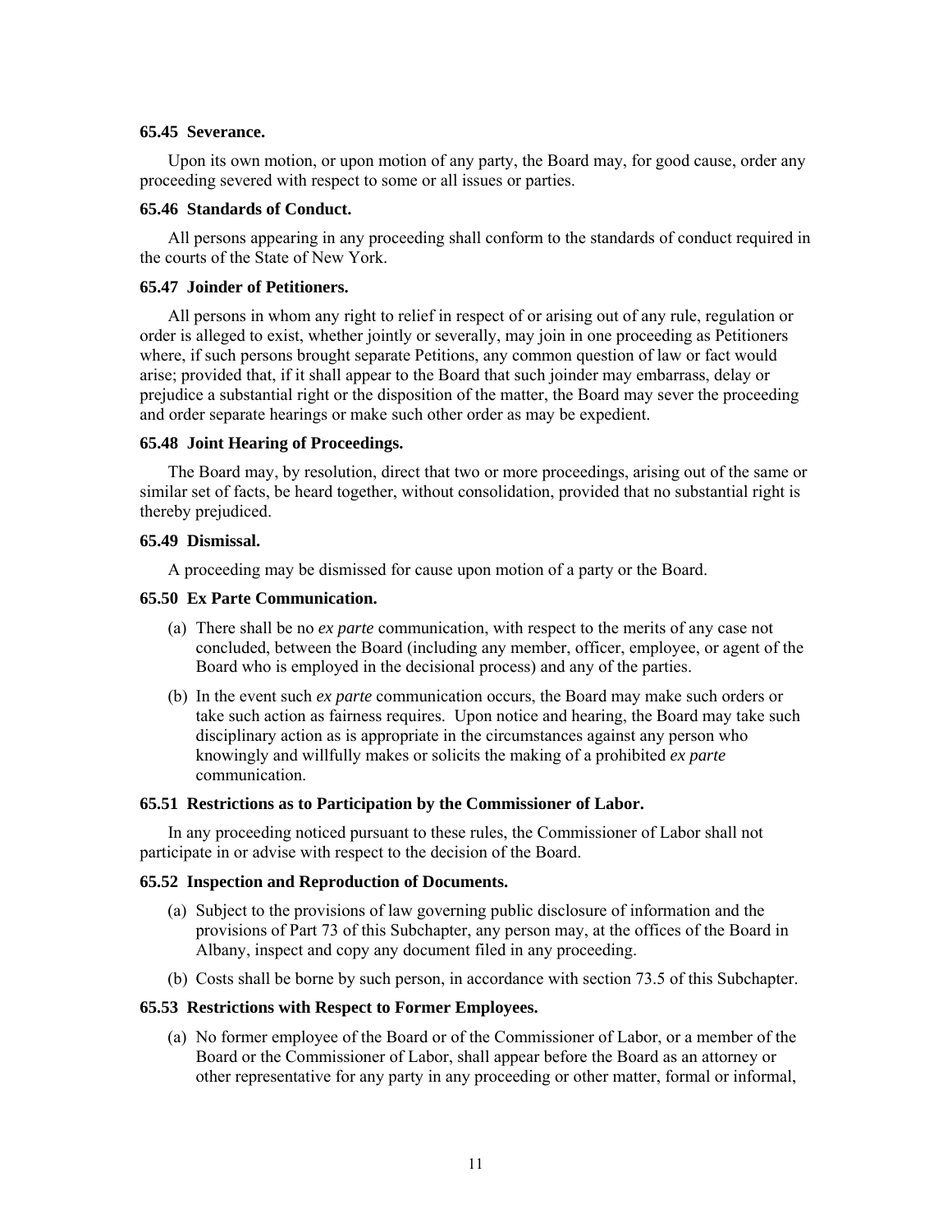**65.45 Severance.**

Upon its own motion, or upon motion of any party, the Board may, for good cause, order any proceeding severed with respect to some or all issues or parties.

**65.46 Standards of Conduct.**

All persons appearing in any proceeding shall conform to the standards of conduct required in the courts of the State of New York.

**65.47 Joinder of Petitioners.**

All persons in whom any right to relief in respect of or arising out of any rule, regulation or order is alleged to exist, whether jointly or severally, may join in one proceeding as Petitioners where, if such persons brought separate Petitions, any common question of law or fact would arise; provided that, if it shall appear to the Board that such joinder may embarrass, delay or prejudice a substantial right or the disposition of the matter, the Board may sever the proceeding and order separate hearings or make such other order as may be expedient.

**65.48 Joint Hearing of Proceedings.**

The Board may, by resolution, direct that two or more proceedings, arising out of the same or similar set of facts, be heard together, without consolidation, provided that no substantial right is thereby prejudiced.

**65.49 Dismissal.**

A proceeding may be dismissed for cause upon motion of a party or the Board.

**65.50 Ex Parte Communication.**

(a) There shall be no *ex parte* communication, with respect to the merits of any case not concluded, between the Board (including any member, officer, employee, or agent of the Board who is employed in the decisional process) and any of the parties.

(b) In the event such *ex parte* communication occurs, the Board may make such orders or take such action as fairness requires. Upon notice and hearing, the Board may take such disciplinary action as is appropriate in the circumstances against any person who knowingly and willfully makes or solicits the making of a prohibited *ex parte* communication.

**65.51 Restrictions as to Participation by the Commissioner of Labor.**

In any proceeding noticed pursuant to these rules, the Commissioner of Labor shall not participate in or advise with respect to the decision of the Board.

**65.52 Inspection and Reproduction of Documents.**

(a) Subject to the provisions of law governing public disclosure of information and the provisions of Part 73 of this Subchapter, any person may, at the offices of the Board in Albany, inspect and copy any document filed in any proceeding.

(b) Costs shall be borne by such person, in accordance with section 73.5 of this Subchapter.

**65.53 Restrictions with Respect to Former Employees.**

(a) No former employee of the Board or of the Commissioner of Labor, or a member of the Board or the Commissioner of Labor, shall appear before the Board as an attorney or other representative for any party in any proceeding or other matter, formal or informal,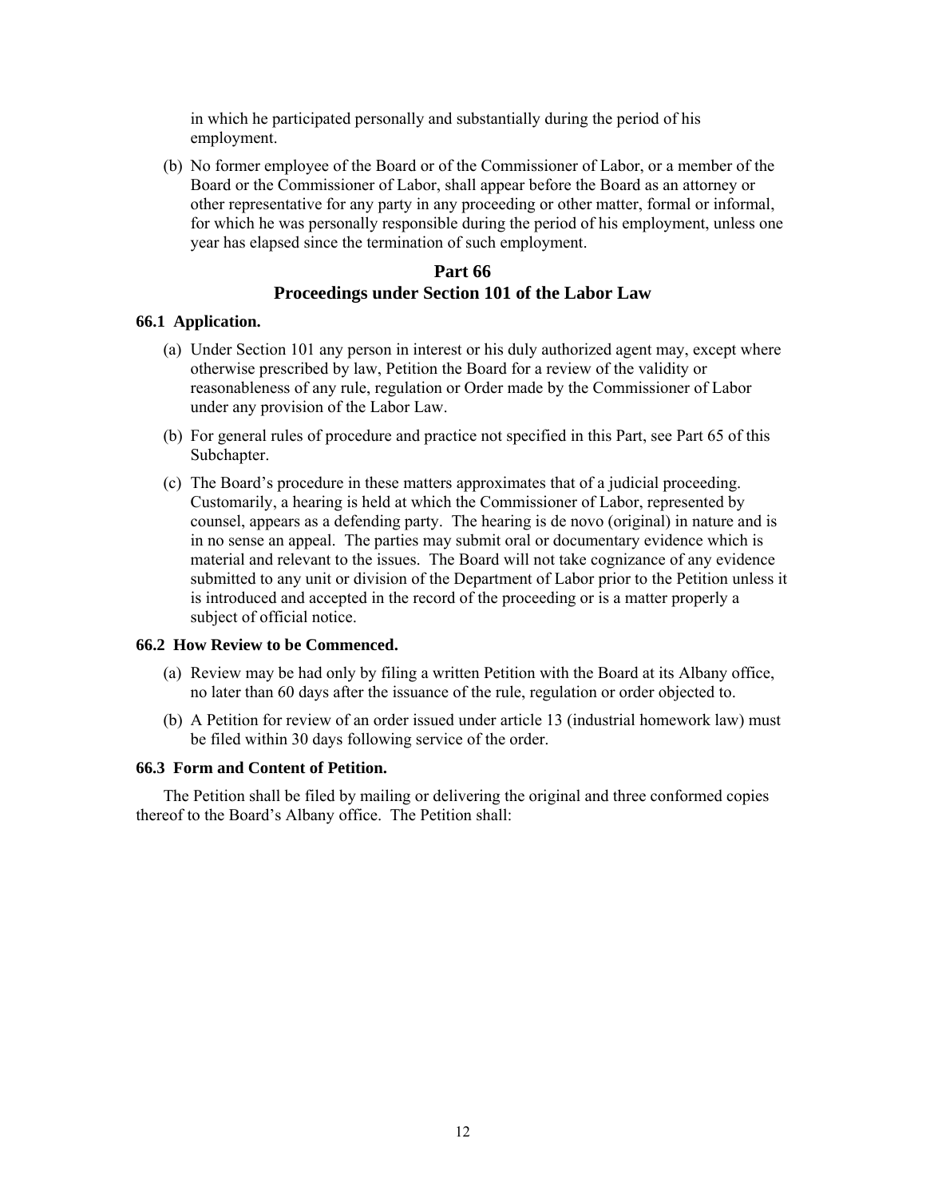in which he participated personally and substantially during the period of his employment.

(b) No former employee of the Board or of the Commissioner of Labor, or a member of the Board or the Commissioner of Labor, shall appear before the Board as an attorney or other representative for any party in any proceeding or other matter, formal or informal, for which he was personally responsible during the period of his employment, unless one year has elapsed since the termination of such employment.

## Part 66
## Proceedings under Section 101 of the Labor Law

### 66.1 Application.

(a) Under Section 101 any person in interest or his duly authorized agent may, except where otherwise prescribed by law, Petition the Board for a review of the validity or reasonableness of any rule, regulation or Order made by the Commissioner of Labor under any provision of the Labor Law.

(b) For general rules of procedure and practice not specified in this Part, see Part 65 of this Subchapter.

(c) The Board's procedure in these matters approximates that of a judicial proceeding. Customarily, a hearing is held at which the Commissioner of Labor, represented by counsel, appears as a defending party. The hearing is de novo (original) in nature and is in no sense an appeal. The parties may submit oral or documentary evidence which is material and relevant to the issues. The Board will not take cognizance of any evidence submitted to any unit or division of the Department of Labor prior to the Petition unless it is introduced and accepted in the record of the proceeding or is a matter properly a subject of official notice.

### 66.2 How Review to be Commenced.

(a) Review may be had only by filing a written Petition with the Board at its Albany office, no later than 60 days after the issuance of the rule, regulation or order objected to.

(b) A Petition for review of an order issued under article 13 (industrial homework law) must be filed within 30 days following service of the order.

### 66.3 Form and Content of Petition.

The Petition shall be filed by mailing or delivering the original and three conformed copies thereof to the Board's Albany office. The Petition shall: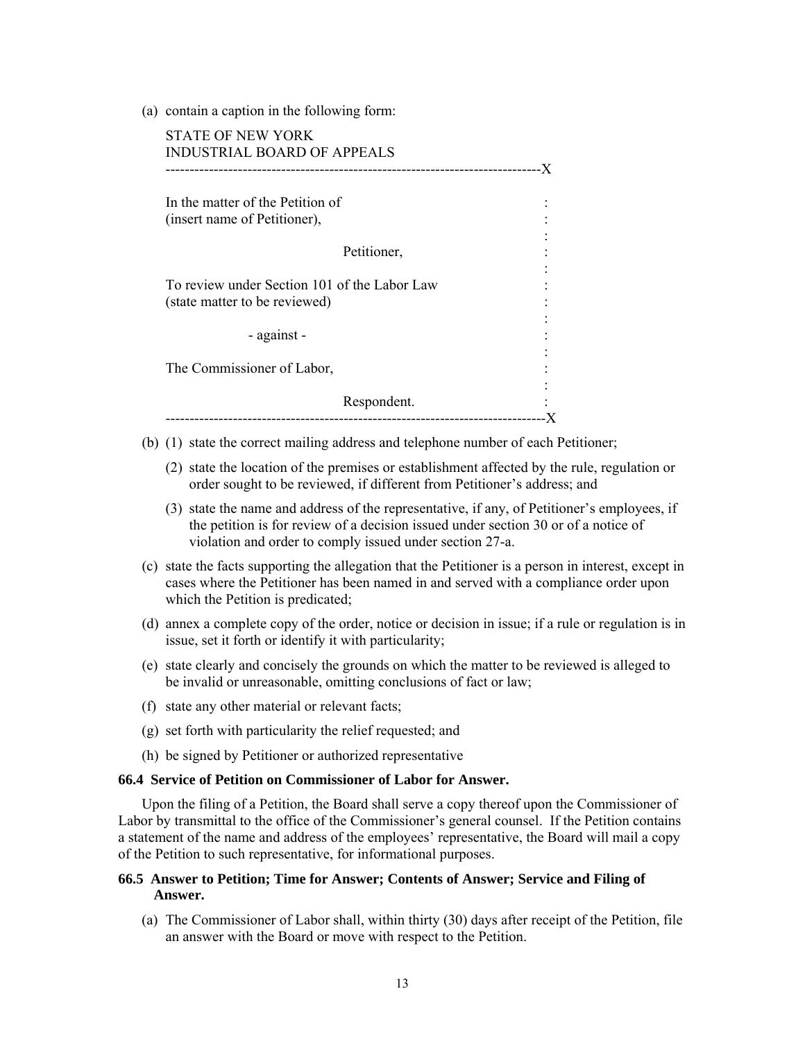(a) contain a caption in the following form:

```
STATE OF NEW YORK
INDUSTRIAL BOARD OF APPEALS
---------------------------------------------------------------------------X

In the matter of the Petition of                                :
(insert name of Petitioner),                                    :
                                                                :
                        Petitioner,                             :
                                                                :
To review under Section 101 of the Labor Law                    :
(state matter to be reviewed)                                   :
                                                                :
            - against -                                         :
                                                                :
The Commissioner of Labor,                                      :
                                                                :
                        Respondent.                             :
----------------------------------------------------------------------------X
```

(b) (1) state the correct mailing address and telephone number of each Petitioner;

(2) state the location of the premises or establishment affected by the rule, regulation or order sought to be reviewed, if different from Petitioner's address; and

(3) state the name and address of the representative, if any, of Petitioner's employees, if the petition is for review of a decision issued under section 30 or of a notice of violation and order to comply issued under section 27-a.

(c) state the facts supporting the allegation that the Petitioner is a person in interest, except in cases where the Petitioner has been named in and served with a compliance order upon which the Petition is predicated;

(d) annex a complete copy of the order, notice or decision in issue; if a rule or regulation is in issue, set it forth or identify it with particularity;

(e) state clearly and concisely the grounds on which the matter to be reviewed is alleged to be invalid or unreasonable, omitting conclusions of fact or law;

(f) state any other material or relevant facts;

(g) set forth with particularity the relief requested; and

(h) be signed by Petitioner or authorized representative

**66.4 Service of Petition on Commissioner of Labor for Answer.**

Upon the filing of a Petition, the Board shall serve a copy thereof upon the Commissioner of Labor by transmittal to the office of the Commissioner's general counsel. If the Petition contains a statement of the name and address of the employees' representative, the Board will mail a copy of the Petition to such representative, for informational purposes.

**66.5 Answer to Petition; Time for Answer; Contents of Answer; Service and Filing of Answer.**

(a) The Commissioner of Labor shall, within thirty (30) days after receipt of the Petition, file an answer with the Board or move with respect to the Petition.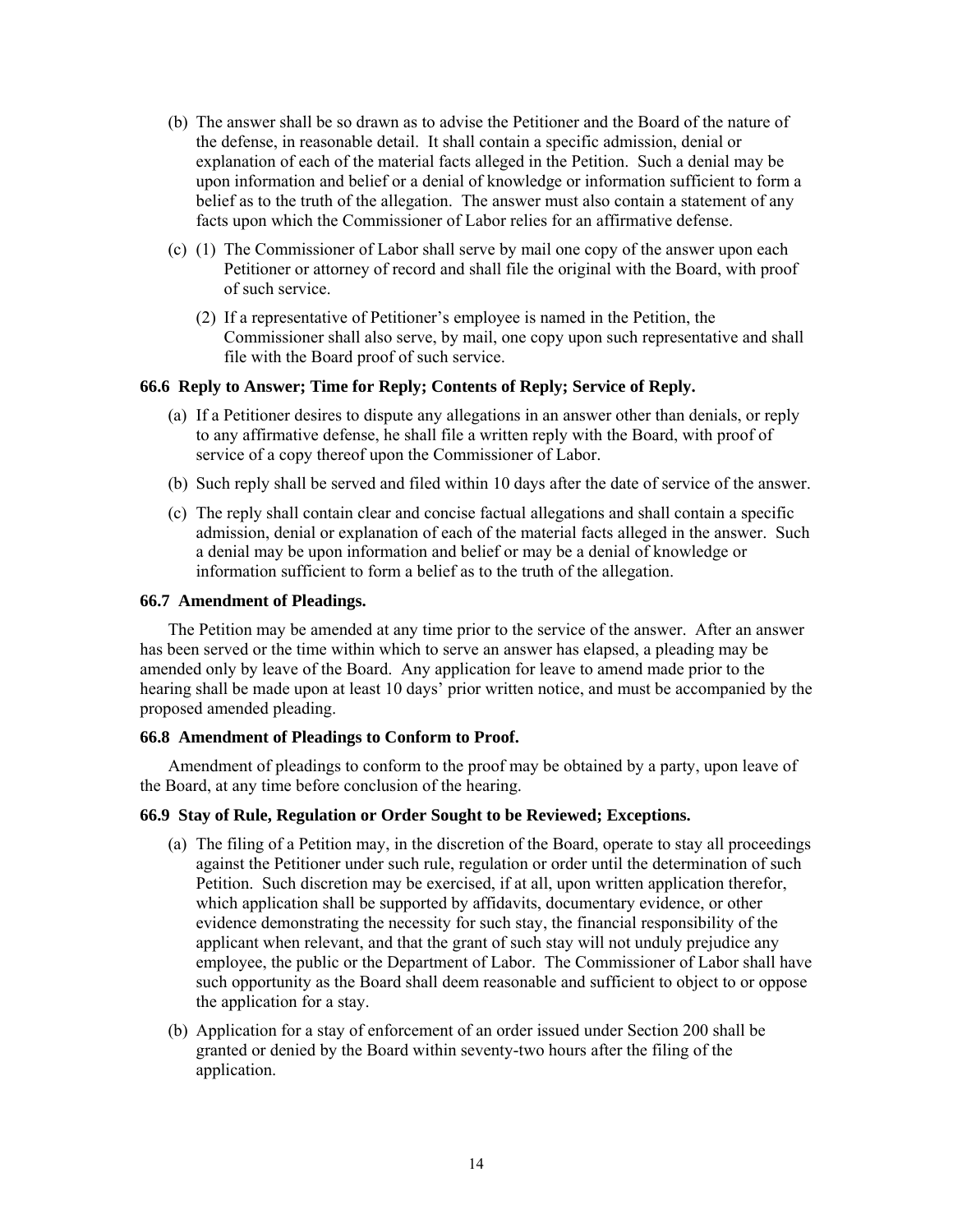(b) The answer shall be so drawn as to advise the Petitioner and the Board of the nature of the defense, in reasonable detail. It shall contain a specific admission, denial or explanation of each of the material facts alleged in the Petition. Such a denial may be upon information and belief or a denial of knowledge or information sufficient to form a belief as to the truth of the allegation. The answer must also contain a statement of any facts upon which the Commissioner of Labor relies for an affirmative defense.

(c) (1) The Commissioner of Labor shall serve by mail one copy of the answer upon each Petitioner or attorney of record and shall file the original with the Board, with proof of such service.

(2) If a representative of Petitioner's employee is named in the Petition, the Commissioner shall also serve, by mail, one copy upon such representative and shall file with the Board proof of such service.

### 66.6 Reply to Answer; Time for Reply; Contents of Reply; Service of Reply.

(a) If a Petitioner desires to dispute any allegations in an answer other than denials, or reply to any affirmative defense, he shall file a written reply with the Board, with proof of service of a copy thereof upon the Commissioner of Labor.

(b) Such reply shall be served and filed within 10 days after the date of service of the answer.

(c) The reply shall contain clear and concise factual allegations and shall contain a specific admission, denial or explanation of each of the material facts alleged in the answer. Such a denial may be upon information and belief or may be a denial of knowledge or information sufficient to form a belief as to the truth of the allegation.

### 66.7 Amendment of Pleadings.

The Petition may be amended at any time prior to the service of the answer. After an answer has been served or the time within which to serve an answer has elapsed, a pleading may be amended only by leave of the Board. Any application for leave to amend made prior to the hearing shall be made upon at least 10 days' prior written notice, and must be accompanied by the proposed amended pleading.

### 66.8 Amendment of Pleadings to Conform to Proof.

Amendment of pleadings to conform to the proof may be obtained by a party, upon leave of the Board, at any time before conclusion of the hearing.

### 66.9 Stay of Rule, Regulation or Order Sought to be Reviewed; Exceptions.

(a) The filing of a Petition may, in the discretion of the Board, operate to stay all proceedings against the Petitioner under such rule, regulation or order until the determination of such Petition. Such discretion may be exercised, if at all, upon written application therefor, which application shall be supported by affidavits, documentary evidence, or other evidence demonstrating the necessity for such stay, the financial responsibility of the applicant when relevant, and that the grant of such stay will not unduly prejudice any employee, the public or the Department of Labor. The Commissioner of Labor shall have such opportunity as the Board shall deem reasonable and sufficient to object to or oppose the application for a stay.

(b) Application for a stay of enforcement of an order issued under Section 200 shall be granted or denied by the Board within seventy-two hours after the filing of the application.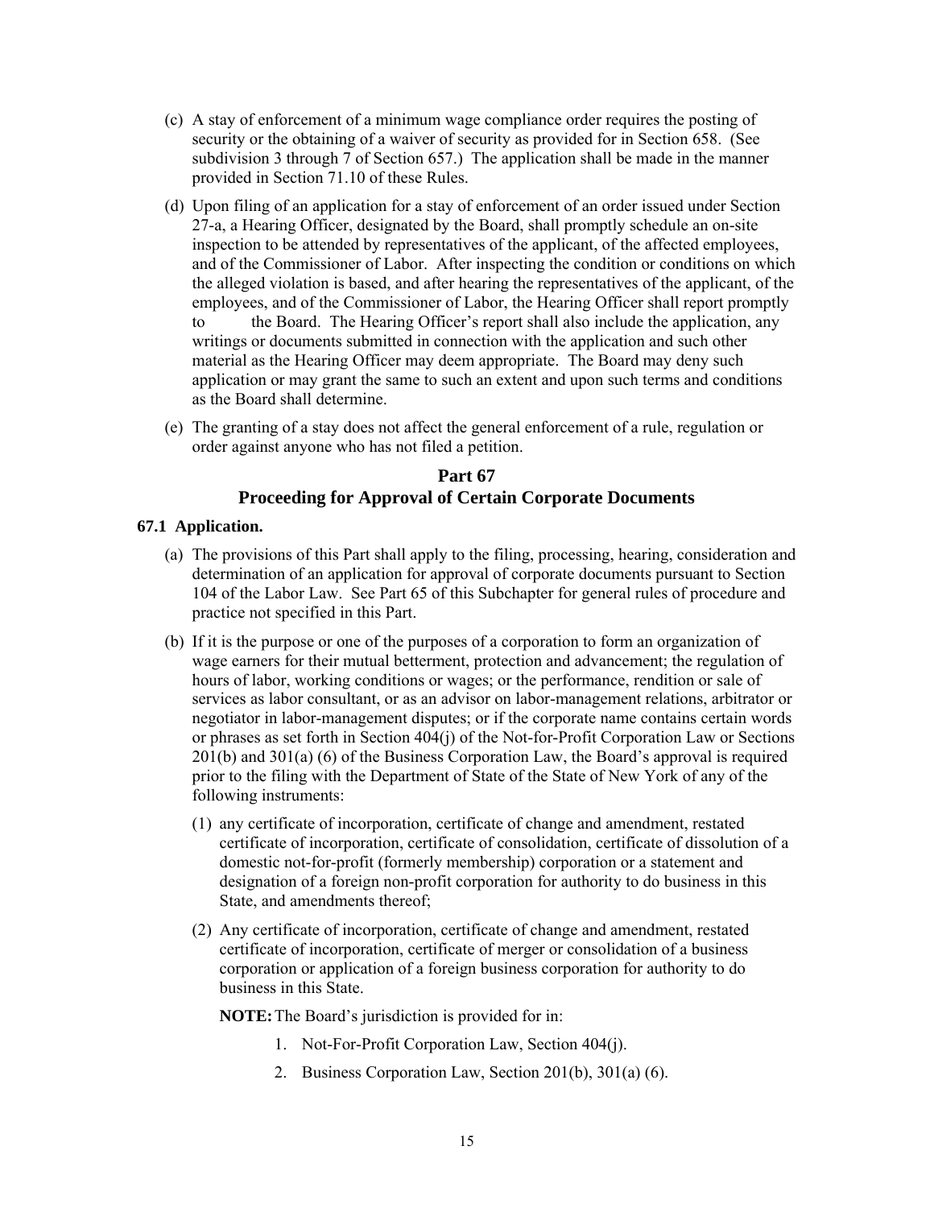(c) A stay of enforcement of a minimum wage compliance order requires the posting of security or the obtaining of a waiver of security as provided for in Section 658. (See subdivision 3 through 7 of Section 657.) The application shall be made in the manner provided in Section 71.10 of these Rules.

(d) Upon filing of an application for a stay of enforcement of an order issued under Section 27-a, a Hearing Officer, designated by the Board, shall promptly schedule an on-site inspection to be attended by representatives of the applicant, of the affected employees, and of the Commissioner of Labor. After inspecting the condition or conditions on which the alleged violation is based, and after hearing the representatives of the applicant, of the employees, and of the Commissioner of Labor, the Hearing Officer shall report promptly to the Board. The Hearing Officer's report shall also include the application, any writings or documents submitted in connection with the application and such other material as the Hearing Officer may deem appropriate. The Board may deny such application or may grant the same to such an extent and upon such terms and conditions as the Board shall determine.

(e) The granting of a stay does not affect the general enforcement of a rule, regulation or order against anyone who has not filed a petition.

## Part 67
## Proceeding for Approval of Certain Corporate Documents

### 67.1 Application.

(a) The provisions of this Part shall apply to the filing, processing, hearing, consideration and determination of an application for approval of corporate documents pursuant to Section 104 of the Labor Law. See Part 65 of this Subchapter for general rules of procedure and practice not specified in this Part.

(b) If it is the purpose or one of the purposes of a corporation to form an organization of wage earners for their mutual betterment, protection and advancement; the regulation of hours of labor, working conditions or wages; or the performance, rendition or sale of services as labor consultant, or as an advisor on labor-management relations, arbitrator or negotiator in labor-management disputes; or if the corporate name contains certain words or phrases as set forth in Section 404(j) of the Not-for-Profit Corporation Law or Sections 201(b) and 301(a) (6) of the Business Corporation Law, the Board's approval is required prior to the filing with the Department of State of the State of New York of any of the following instruments:

(1) any certificate of incorporation, certificate of change and amendment, restated certificate of incorporation, certificate of consolidation, certificate of dissolution of a domestic not-for-profit (formerly membership) corporation or a statement and designation of a foreign non-profit corporation for authority to do business in this State, and amendments thereof;

(2) Any certificate of incorporation, certificate of change and amendment, restated certificate of incorporation, certificate of merger or consolidation of a business corporation or application of a foreign business corporation for authority to do business in this State.

**NOTE:** The Board's jurisdiction is provided for in:

1. Not-For-Profit Corporation Law, Section 404(j).
2. Business Corporation Law, Section 201(b), 301(a) (6).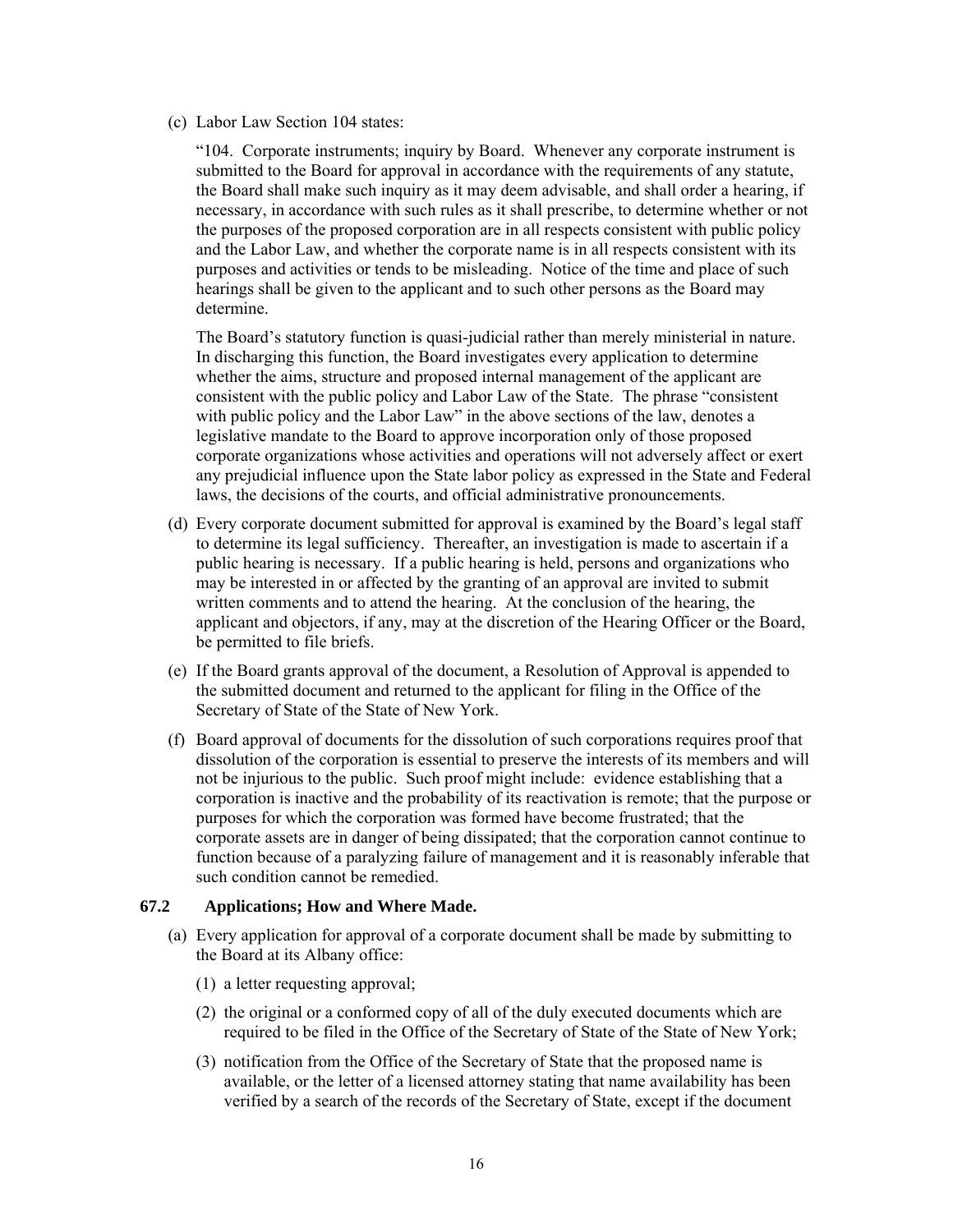(c) Labor Law Section 104 states:

"104. Corporate instruments; inquiry by Board. Whenever any corporate instrument is submitted to the Board for approval in accordance with the requirements of any statute, the Board shall make such inquiry as it may deem advisable, and shall order a hearing, if necessary, in accordance with such rules as it shall prescribe, to determine whether or not the purposes of the proposed corporation are in all respects consistent with public policy and the Labor Law, and whether the corporate name is in all respects consistent with its purposes and activities or tends to be misleading. Notice of the time and place of such hearings shall be given to the applicant and to such other persons as the Board may determine.

The Board's statutory function is quasi-judicial rather than merely ministerial in nature. In discharging this function, the Board investigates every application to determine whether the aims, structure and proposed internal management of the applicant are consistent with the public policy and Labor Law of the State. The phrase "consistent with public policy and the Labor Law" in the above sections of the law, denotes a legislative mandate to the Board to approve incorporation only of those proposed corporate organizations whose activities and operations will not adversely affect or exert any prejudicial influence upon the State labor policy as expressed in the State and Federal laws, the decisions of the courts, and official administrative pronouncements.

(d) Every corporate document submitted for approval is examined by the Board's legal staff to determine its legal sufficiency. Thereafter, an investigation is made to ascertain if a public hearing is necessary. If a public hearing is held, persons and organizations who may be interested in or affected by the granting of an approval are invited to submit written comments and to attend the hearing. At the conclusion of the hearing, the applicant and objectors, if any, may at the discretion of the Hearing Officer or the Board, be permitted to file briefs.

(e) If the Board grants approval of the document, a Resolution of Approval is appended to the submitted document and returned to the applicant for filing in the Office of the Secretary of State of the State of New York.

(f) Board approval of documents for the dissolution of such corporations requires proof that dissolution of the corporation is essential to preserve the interests of its members and will not be injurious to the public. Such proof might include: evidence establishing that a corporation is inactive and the probability of its reactivation is remote; that the purpose or purposes for which the corporation was formed have become frustrated; that the corporate assets are in danger of being dissipated; that the corporation cannot continue to function because of a paralyzing failure of management and it is reasonably inferable that such condition cannot be remedied.

### 67.2 Applications; How and Where Made.

(a) Every application for approval of a corporate document shall be made by submitting to the Board at its Albany office:

(1) a letter requesting approval;

(2) the original or a conformed copy of all of the duly executed documents which are required to be filed in the Office of the Secretary of State of the State of New York;

(3) notification from the Office of the Secretary of State that the proposed name is available, or the letter of a licensed attorney stating that name availability has been verified by a search of the records of the Secretary of State, except if the document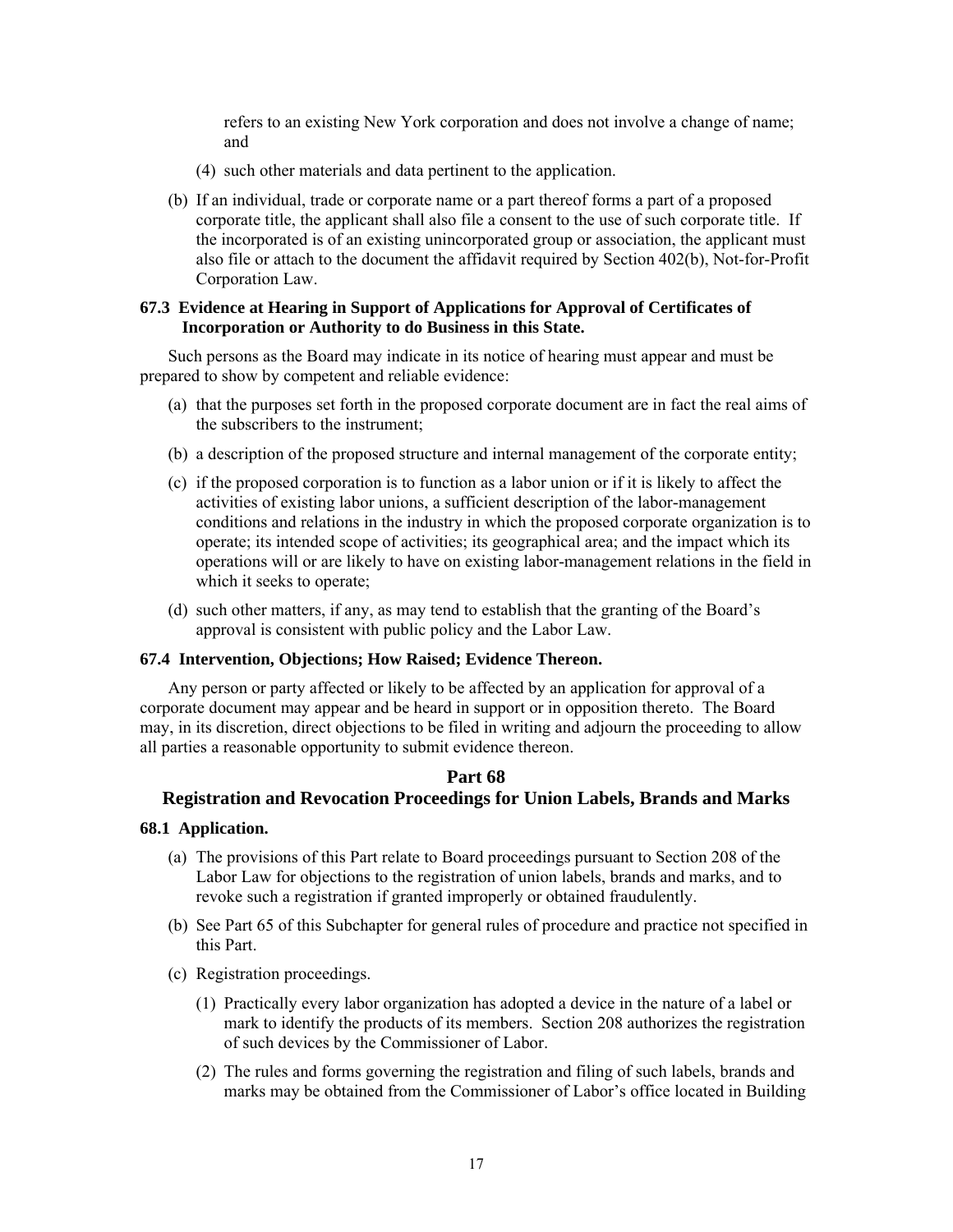refers to an existing New York corporation and does not involve a change of name; and

(4) such other materials and data pertinent to the application.

(b) If an individual, trade or corporate name or a part thereof forms a part of a proposed corporate title, the applicant shall also file a consent to the use of such corporate title. If the incorporated is of an existing unincorporated group or association, the applicant must also file or attach to the document the affidavit required by Section 402(b), Not-for-Profit Corporation Law.

### 67.3 Evidence at Hearing in Support of Applications for Approval of Certificates of Incorporation or Authority to do Business in this State.

Such persons as the Board may indicate in its notice of hearing must appear and must be prepared to show by competent and reliable evidence:

(a) that the purposes set forth in the proposed corporate document are in fact the real aims of the subscribers to the instrument;

(b) a description of the proposed structure and internal management of the corporate entity;

(c) if the proposed corporation is to function as a labor union or if it is likely to affect the activities of existing labor unions, a sufficient description of the labor-management conditions and relations in the industry in which the proposed corporate organization is to operate; its intended scope of activities; its geographical area; and the impact which its operations will or are likely to have on existing labor-management relations in the field in which it seeks to operate;

(d) such other matters, if any, as may tend to establish that the granting of the Board's approval is consistent with public policy and the Labor Law.

### 67.4 Intervention, Objections; How Raised; Evidence Thereon.

Any person or party affected or likely to be affected by an application for approval of a corporate document may appear and be heard in support or in opposition thereto. The Board may, in its discretion, direct objections to be filed in writing and adjourn the proceeding to allow all parties a reasonable opportunity to submit evidence thereon.

## Part 68
## Registration and Revocation Proceedings for Union Labels, Brands and Marks

### 68.1 Application.

(a) The provisions of this Part relate to Board proceedings pursuant to Section 208 of the Labor Law for objections to the registration of union labels, brands and marks, and to revoke such a registration if granted improperly or obtained fraudulently.

(b) See Part 65 of this Subchapter for general rules of procedure and practice not specified in this Part.

(c) Registration proceedings.

(1) Practically every labor organization has adopted a device in the nature of a label or mark to identify the products of its members. Section 208 authorizes the registration of such devices by the Commissioner of Labor.

(2) The rules and forms governing the registration and filing of such labels, brands and marks may be obtained from the Commissioner of Labor's office located in Building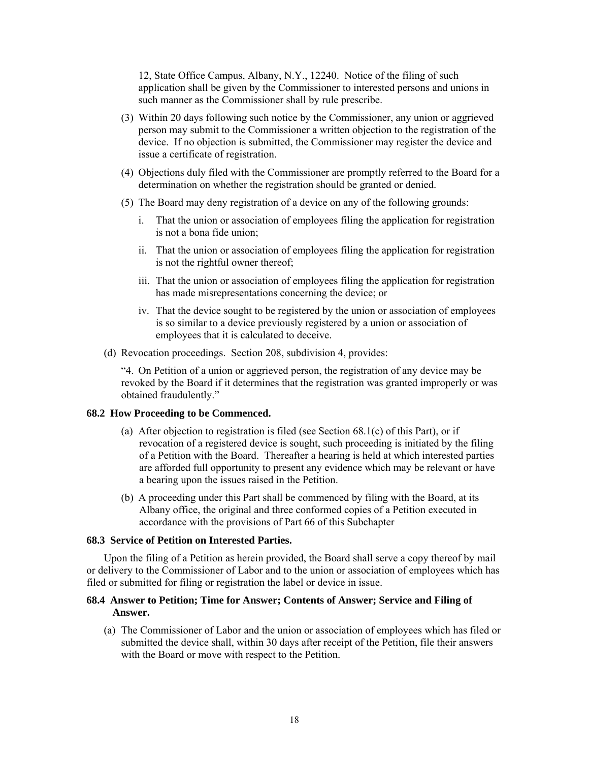12, State Office Campus, Albany, N.Y., 12240. Notice of the filing of such application shall be given by the Commissioner to interested persons and unions in such manner as the Commissioner shall by rule prescribe.

(3) Within 20 days following such notice by the Commissioner, any union or aggrieved person may submit to the Commissioner a written objection to the registration of the device. If no objection is submitted, the Commissioner may register the device and issue a certificate of registration.

(4) Objections duly filed with the Commissioner are promptly referred to the Board for a determination on whether the registration should be granted or denied.

(5) The Board may deny registration of a device on any of the following grounds:

i. That the union or association of employees filing the application for registration is not a bona fide union;

ii. That the union or association of employees filing the application for registration is not the rightful owner thereof;

iii. That the union or association of employees filing the application for registration has made misrepresentations concerning the device; or

iv. That the device sought to be registered by the union or association of employees is so similar to a device previously registered by a union or association of employees that it is calculated to deceive.

(d) Revocation proceedings. Section 208, subdivision 4, provides:

"4. On Petition of a union or aggrieved person, the registration of any device may be revoked by the Board if it determines that the registration was granted improperly or was obtained fraudulently."

### 68.2 How Proceeding to be Commenced.

(a) After objection to registration is filed (see Section 68.1(c) of this Part), or if revocation of a registered device is sought, such proceeding is initiated by the filing of a Petition with the Board. Thereafter a hearing is held at which interested parties are afforded full opportunity to present any evidence which may be relevant or have a bearing upon the issues raised in the Petition.

(b) A proceeding under this Part shall be commenced by filing with the Board, at its Albany office, the original and three conformed copies of a Petition executed in accordance with the provisions of Part 66 of this Subchapter

### 68.3 Service of Petition on Interested Parties.

Upon the filing of a Petition as herein provided, the Board shall serve a copy thereof by mail or delivery to the Commissioner of Labor and to the union or association of employees which has filed or submitted for filing or registration the label or device in issue.

### 68.4 Answer to Petition; Time for Answer; Contents of Answer; Service and Filing of Answer.

(a) The Commissioner of Labor and the union or association of employees which has filed or submitted the device shall, within 30 days after receipt of the Petition, file their answers with the Board or move with respect to the Petition.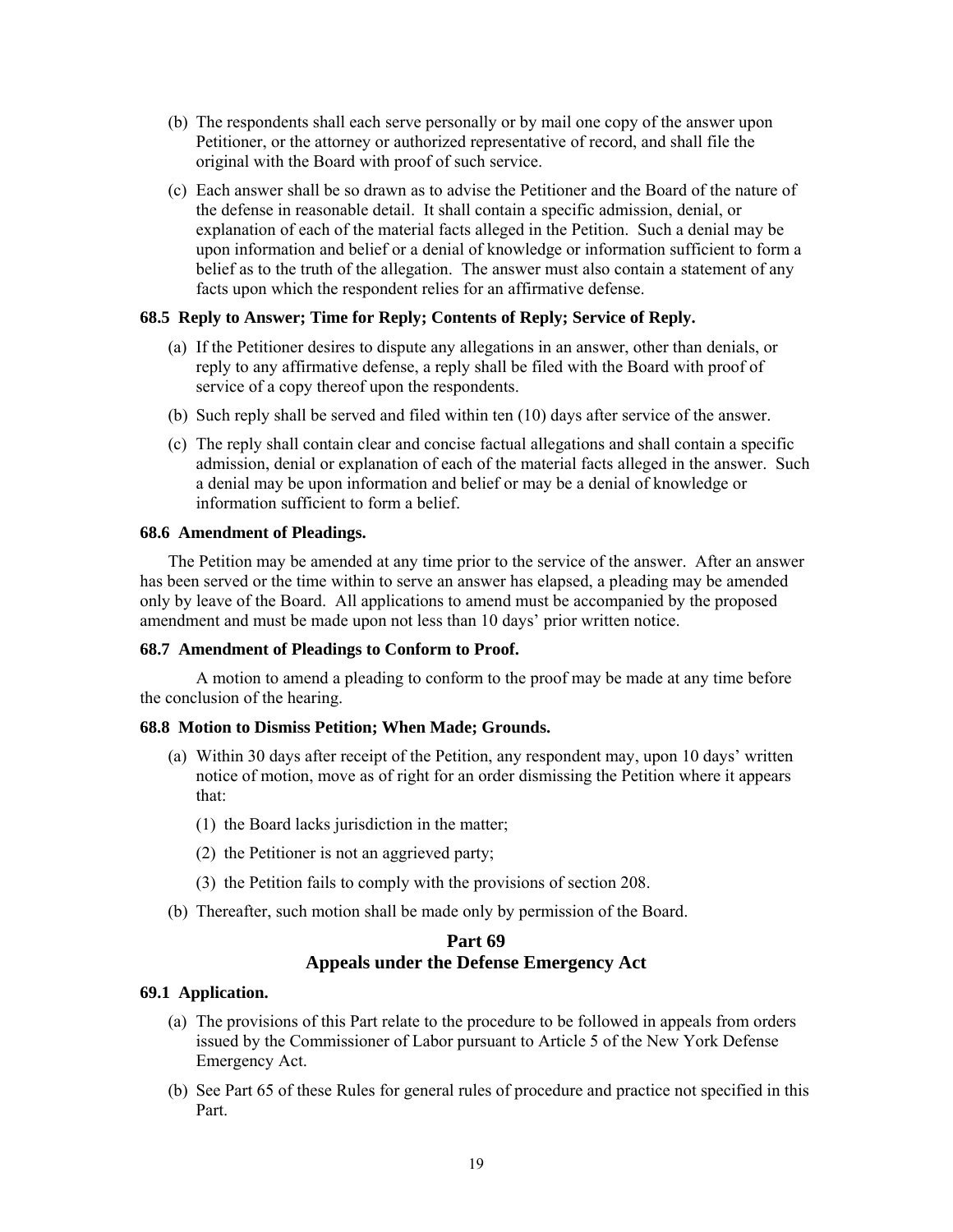(b) The respondents shall each serve personally or by mail one copy of the answer upon Petitioner, or the attorney or authorized representative of record, and shall file the original with the Board with proof of such service.

(c) Each answer shall be so drawn as to advise the Petitioner and the Board of the nature of the defense in reasonable detail. It shall contain a specific admission, denial, or explanation of each of the material facts alleged in the Petition. Such a denial may be upon information and belief or a denial of knowledge or information sufficient to form a belief as to the truth of the allegation. The answer must also contain a statement of any facts upon which the respondent relies for an affirmative defense.

**68.5 Reply to Answer; Time for Reply; Contents of Reply; Service of Reply.**

(a) If the Petitioner desires to dispute any allegations in an answer, other than denials, or reply to any affirmative defense, a reply shall be filed with the Board with proof of service of a copy thereof upon the respondents.

(b) Such reply shall be served and filed within ten (10) days after service of the answer.

(c) The reply shall contain clear and concise factual allegations and shall contain a specific admission, denial or explanation of each of the material facts alleged in the answer. Such a denial may be upon information and belief or may be a denial of knowledge or information sufficient to form a belief.

**68.6 Amendment of Pleadings.**

The Petition may be amended at any time prior to the service of the answer. After an answer has been served or the time within to serve an answer has elapsed, a pleading may be amended only by leave of the Board. All applications to amend must be accompanied by the proposed amendment and must be made upon not less than 10 days' prior written notice.

**68.7 Amendment of Pleadings to Conform to Proof.**

A motion to amend a pleading to conform to the proof may be made at any time before the conclusion of the hearing.

**68.8 Motion to Dismiss Petition; When Made; Grounds.**

(a) Within 30 days after receipt of the Petition, any respondent may, upon 10 days' written notice of motion, move as of right for an order dismissing the Petition where it appears that:

(1) the Board lacks jurisdiction in the matter;

(2) the Petitioner is not an aggrieved party;

(3) the Petition fails to comply with the provisions of section 208.

(b) Thereafter, such motion shall be made only by permission of the Board.

## Part 69
## Appeals under the Defense Emergency Act

**69.1 Application.**

(a) The provisions of this Part relate to the procedure to be followed in appeals from orders issued by the Commissioner of Labor pursuant to Article 5 of the New York Defense Emergency Act.

(b) See Part 65 of these Rules for general rules of procedure and practice not specified in this Part.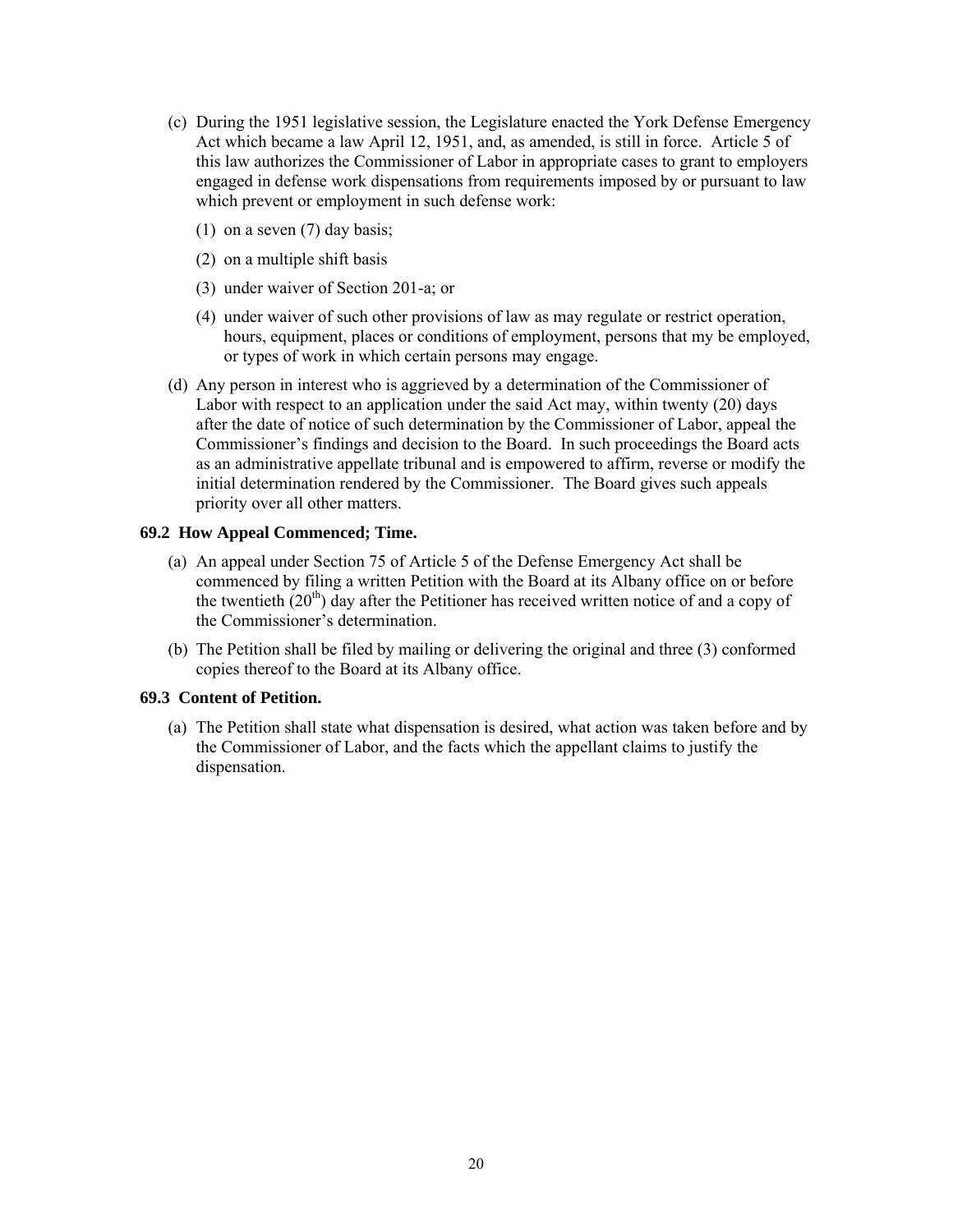(c) During the 1951 legislative session, the Legislature enacted the York Defense Emergency Act which became a law April 12, 1951, and, as amended, is still in force. Article 5 of this law authorizes the Commissioner of Labor in appropriate cases to grant to employers engaged in defense work dispensations from requirements imposed by or pursuant to law which prevent or employment in such defense work:

   (1) on a seven (7) day basis;

   (2) on a multiple shift basis

   (3) under waiver of Section 201-a; or

   (4) under waiver of such other provisions of law as may regulate or restrict operation, hours, equipment, places or conditions of employment, persons that my be employed, or types of work in which certain persons may engage.

(d) Any person in interest who is aggrieved by a determination of the Commissioner of Labor with respect to an application under the said Act may, within twenty (20) days after the date of notice of such determination by the Commissioner of Labor, appeal the Commissioner's findings and decision to the Board. In such proceedings the Board acts as an administrative appellate tribunal and is empowered to affirm, reverse or modify the initial determination rendered by the Commissioner. The Board gives such appeals priority over all other matters.

**69.2 How Appeal Commenced; Time.**

(a) An appeal under Section 75 of Article 5 of the Defense Emergency Act shall be commenced by filing a written Petition with the Board at its Albany office on or before the twentieth (20th) day after the Petitioner has received written notice of and a copy of the Commissioner's determination.

(b) The Petition shall be filed by mailing or delivering the original and three (3) conformed copies thereof to the Board at its Albany office.

**69.3 Content of Petition.**

(a) The Petition shall state what dispensation is desired, what action was taken before and by the Commissioner of Labor, and the facts which the appellant claims to justify the dispensation.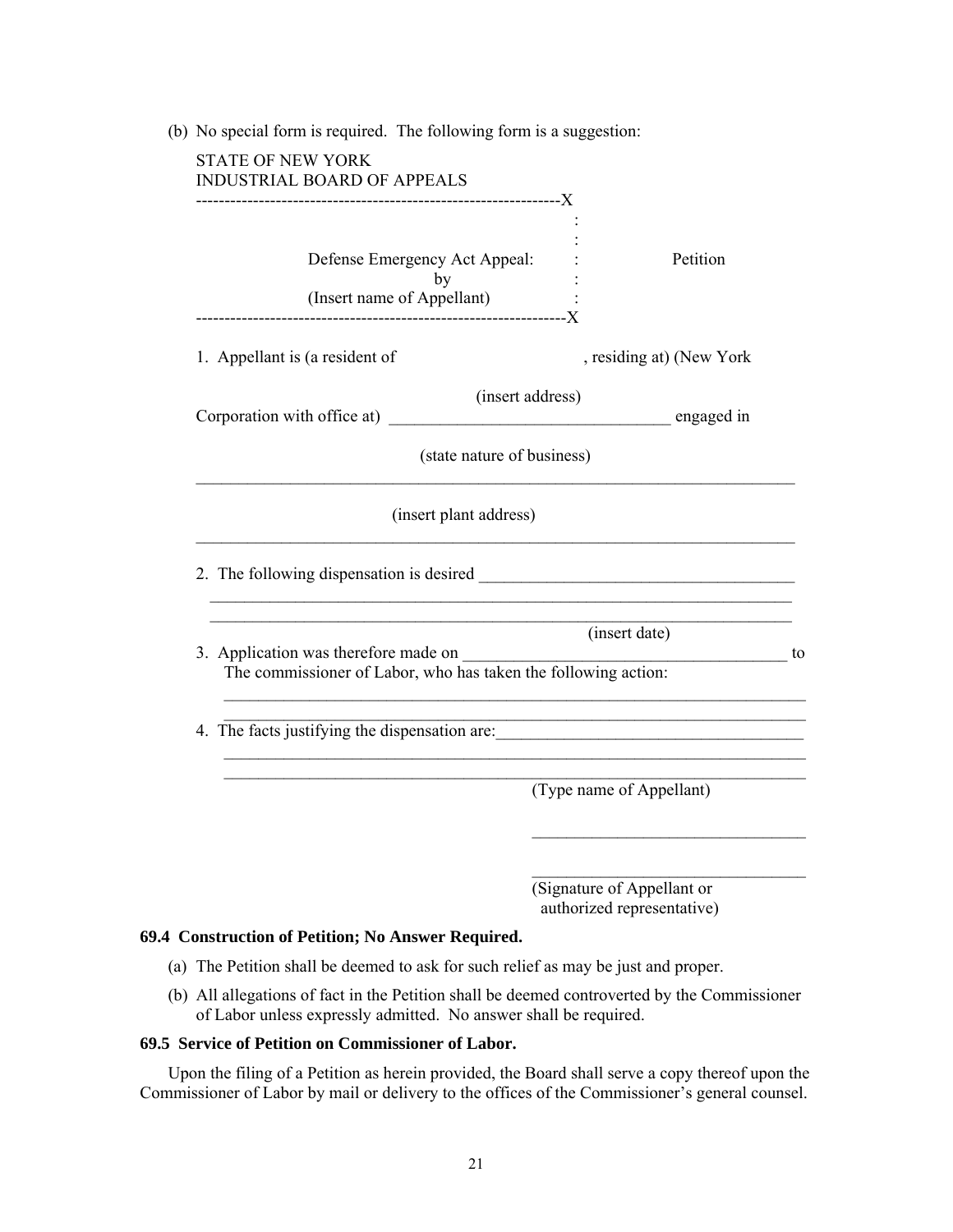(b) No special form is required. The following form is a suggestion:

STATE OF NEW YORK
INDUSTRIAL BOARD OF APPEALS

```
---------------------------------------------------------------X
                                                               :
                                                               :
              Defense Emergency Act Appeal:                    :        Petition
                            by                                 :
              (Insert name of Appellant)                       :
---------------------------------------------------------------X
```

1. Appellant is (a resident of , residing at) (New York

(insert address)

Corporation with office at) ________________________________ engaged in

(state nature of business)

___________________________________________________________________________

(insert plant address)

___________________________________________________________________________

2. The following dispensation is desired ____________________________________

___________________________________________________________________________

___________________________________________________________________________

(insert date)

3. Application was therefore made on ______________________________________ to The commissioner of Labor, who has taken the following action:

___________________________________________________________________________

___________________________________________________________________________

4. The facts justifying the dispensation are:___________________________________

___________________________________________________________________________

___________________________________________________________________________

(Type name of Appellant)

________________________________

________________________________

(Signature of Appellant or authorized representative)

### 69.4 Construction of Petition; No Answer Required.

(a) The Petition shall be deemed to ask for such relief as may be just and proper.

(b) All allegations of fact in the Petition shall be deemed controverted by the Commissioner of Labor unless expressly admitted. No answer shall be required.

### 69.5 Service of Petition on Commissioner of Labor.

Upon the filing of a Petition as herein provided, the Board shall serve a copy thereof upon the Commissioner of Labor by mail or delivery to the offices of the Commissioner's general counsel.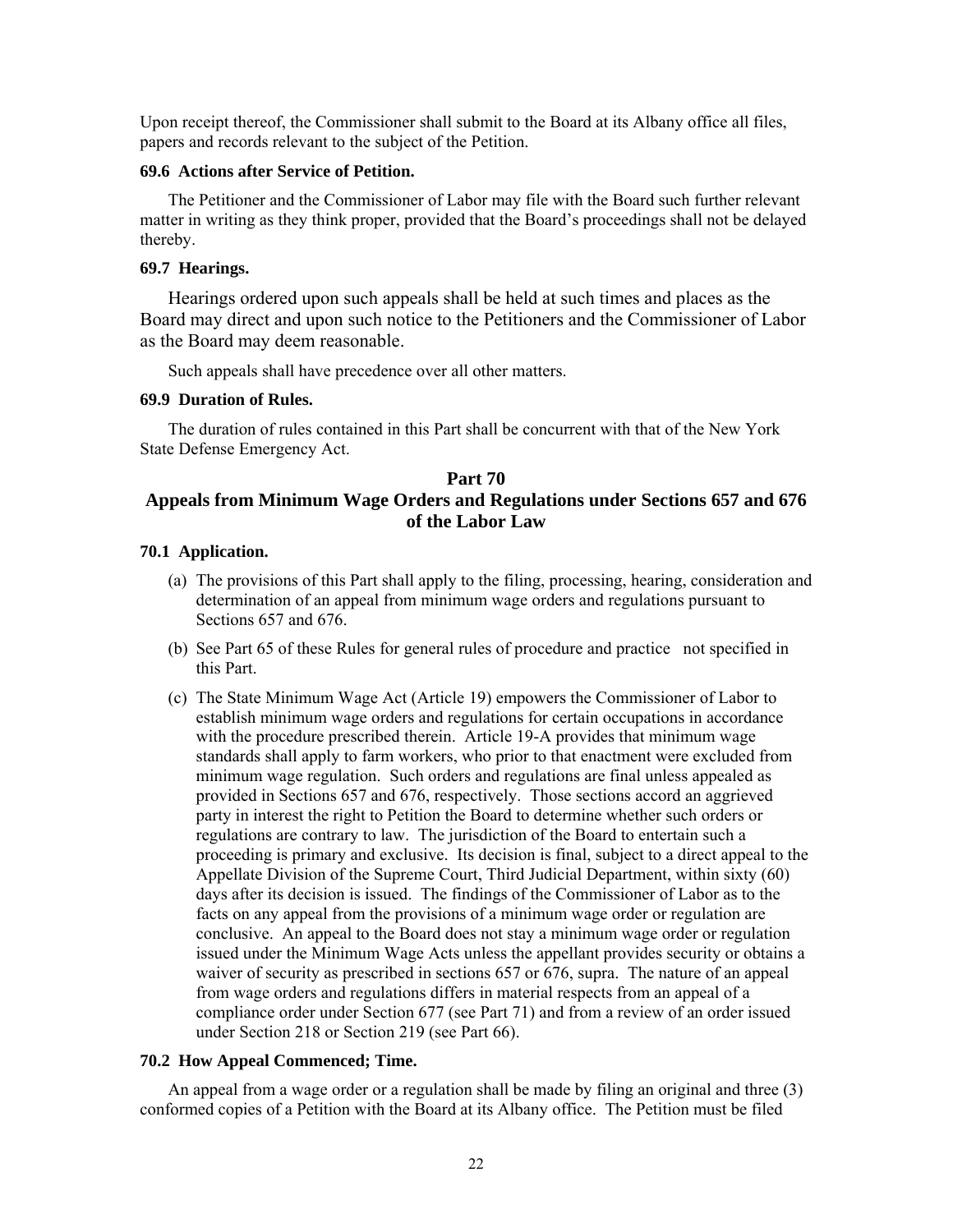Upon receipt thereof, the Commissioner shall submit to the Board at its Albany office all files, papers and records relevant to the subject of the Petition.

### 69.6 Actions after Service of Petition.

The Petitioner and the Commissioner of Labor may file with the Board such further relevant matter in writing as they think proper, provided that the Board's proceedings shall not be delayed thereby.

### 69.7 Hearings.

Hearings ordered upon such appeals shall be held at such times and places as the Board may direct and upon such notice to the Petitioners and the Commissioner of Labor as the Board may deem reasonable.

Such appeals shall have precedence over all other matters.

### 69.9 Duration of Rules.

The duration of rules contained in this Part shall be concurrent with that of the New York State Defense Emergency Act.

## Part 70
## Appeals from Minimum Wage Orders and Regulations under Sections 657 and 676 of the Labor Law

### 70.1 Application.

(a) The provisions of this Part shall apply to the filing, processing, hearing, consideration and determination of an appeal from minimum wage orders and regulations pursuant to Sections 657 and 676.

(b) See Part 65 of these Rules for general rules of procedure and practice not specified in this Part.

(c) The State Minimum Wage Act (Article 19) empowers the Commissioner of Labor to establish minimum wage orders and regulations for certain occupations in accordance with the procedure prescribed therein. Article 19-A provides that minimum wage standards shall apply to farm workers, who prior to that enactment were excluded from minimum wage regulation. Such orders and regulations are final unless appealed as provided in Sections 657 and 676, respectively. Those sections accord an aggrieved party in interest the right to Petition the Board to determine whether such orders or regulations are contrary to law. The jurisdiction of the Board to entertain such a proceeding is primary and exclusive. Its decision is final, subject to a direct appeal to the Appellate Division of the Supreme Court, Third Judicial Department, within sixty (60) days after its decision is issued. The findings of the Commissioner of Labor as to the facts on any appeal from the provisions of a minimum wage order or regulation are conclusive. An appeal to the Board does not stay a minimum wage order or regulation issued under the Minimum Wage Acts unless the appellant provides security or obtains a waiver of security as prescribed in sections 657 or 676, supra. The nature of an appeal from wage orders and regulations differs in material respects from an appeal of a compliance order under Section 677 (see Part 71) and from a review of an order issued under Section 218 or Section 219 (see Part 66).

### 70.2 How Appeal Commenced; Time.

An appeal from a wage order or a regulation shall be made by filing an original and three (3) conformed copies of a Petition with the Board at its Albany office. The Petition must be filed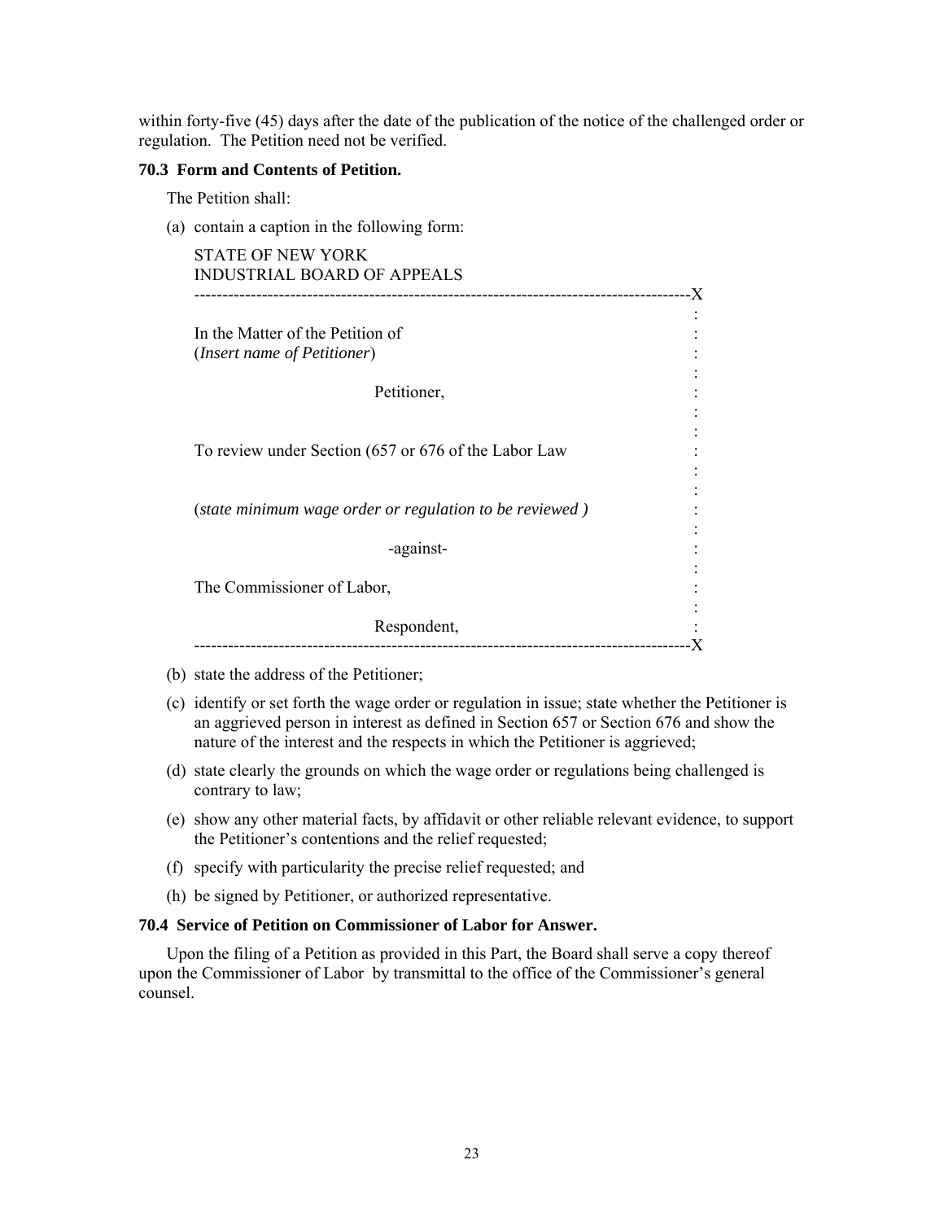within forty-five (45) days after the date of the publication of the notice of the challenged order or regulation. The Petition need not be verified.

**70.3 Form and Contents of Petition.**

The Petition shall:

(a) contain a caption in the following form:

```
STATE OF NEW YORK
INDUSTRIAL BOARD OF APPEALS
-------------------------------------------------------------------------------------X
                                                                                     :
In the Matter of the Petition of                                                     :
(Insert name of Petitioner)                                                          :
                                                                                     :
                    Petitioner,                                                      :
                                                                                     :
                                                                                     :
To review under Section (657 or 676 of the Labor Law                                 :
                                                                                     :
                                                                                     :
(state minimum wage order or regulation to be reviewed )                             :
                                                                                     :
                         -against-                                                   :
                                                                                     :
The Commissioner of Labor,                                                           :
                                                                                     :
                    Respondent,                                                      :
-------------------------------------------------------------------------------------X
```

(b) state the address of the Petitioner;

(c) identify or set forth the wage order or regulation in issue; state whether the Petitioner is an aggrieved person in interest as defined in Section 657 or Section 676 and show the nature of the interest and the respects in which the Petitioner is aggrieved;

(d) state clearly the grounds on which the wage order or regulations being challenged is contrary to law;

(e) show any other material facts, by affidavit or other reliable relevant evidence, to support the Petitioner's contentions and the relief requested;

(f) specify with particularity the precise relief requested; and

(h) be signed by Petitioner, or authorized representative.

**70.4 Service of Petition on Commissioner of Labor for Answer.**

Upon the filing of a Petition as provided in this Part, the Board shall serve a copy thereof upon the Commissioner of Labor by transmittal to the office of the Commissioner's general counsel.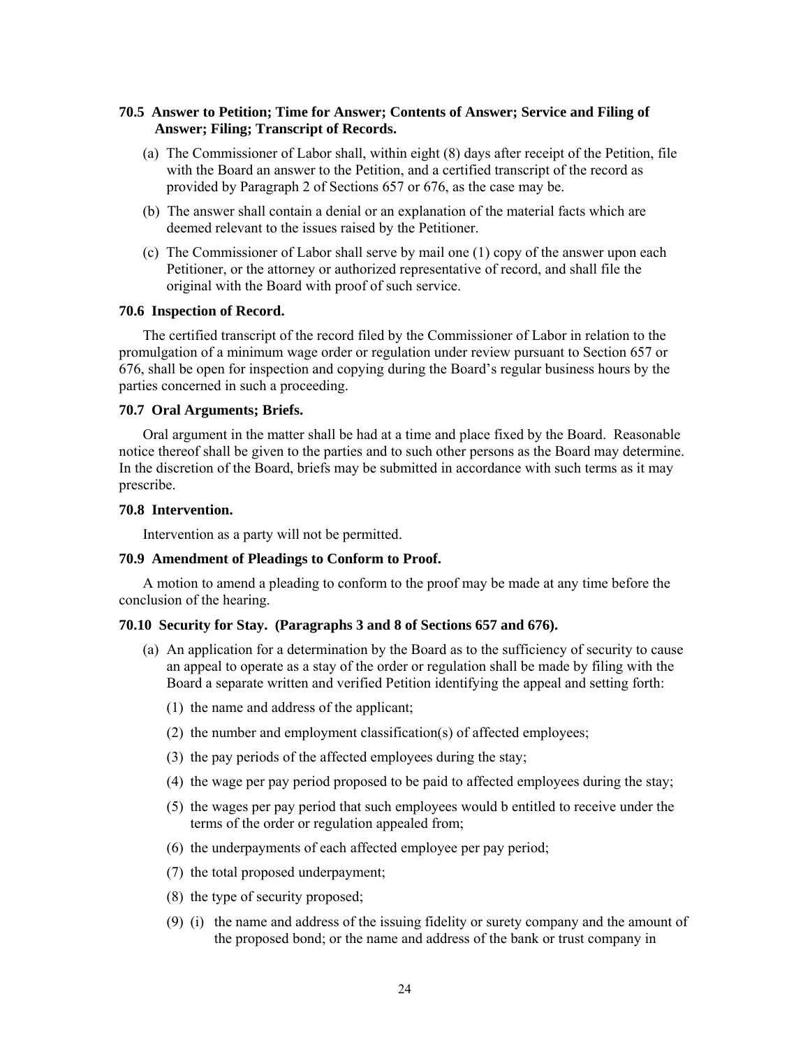### 70.5 Answer to Petition; Time for Answer; Contents of Answer; Service and Filing of Answer; Filing; Transcript of Records.

(a) The Commissioner of Labor shall, within eight (8) days after receipt of the Petition, file with the Board an answer to the Petition, and a certified transcript of the record as provided by Paragraph 2 of Sections 657 or 676, as the case may be.

(b) The answer shall contain a denial or an explanation of the material facts which are deemed relevant to the issues raised by the Petitioner.

(c) The Commissioner of Labor shall serve by mail one (1) copy of the answer upon each Petitioner, or the attorney or authorized representative of record, and shall file the original with the Board with proof of such service.

### 70.6 Inspection of Record.

The certified transcript of the record filed by the Commissioner of Labor in relation to the promulgation of a minimum wage order or regulation under review pursuant to Section 657 or 676, shall be open for inspection and copying during the Board's regular business hours by the parties concerned in such a proceeding.

### 70.7 Oral Arguments; Briefs.

Oral argument in the matter shall be had at a time and place fixed by the Board. Reasonable notice thereof shall be given to the parties and to such other persons as the Board may determine. In the discretion of the Board, briefs may be submitted in accordance with such terms as it may prescribe.

### 70.8 Intervention.

Intervention as a party will not be permitted.

### 70.9 Amendment of Pleadings to Conform to Proof.

A motion to amend a pleading to conform to the proof may be made at any time before the conclusion of the hearing.

### 70.10 Security for Stay. (Paragraphs 3 and 8 of Sections 657 and 676).

(a) An application for a determination by the Board as to the sufficiency of security to cause an appeal to operate as a stay of the order or regulation shall be made by filing with the Board a separate written and verified Petition identifying the appeal and setting forth:

(1) the name and address of the applicant;

(2) the number and employment classification(s) of affected employees;

(3) the pay periods of the affected employees during the stay;

(4) the wage per pay period proposed to be paid to affected employees during the stay;

(5) the wages per pay period that such employees would b entitled to receive under the terms of the order or regulation appealed from;

(6) the underpayments of each affected employee per pay period;

(7) the total proposed underpayment;

(8) the type of security proposed;

(9) (i) the name and address of the issuing fidelity or surety company and the amount of the proposed bond; or the name and address of the bank or trust company in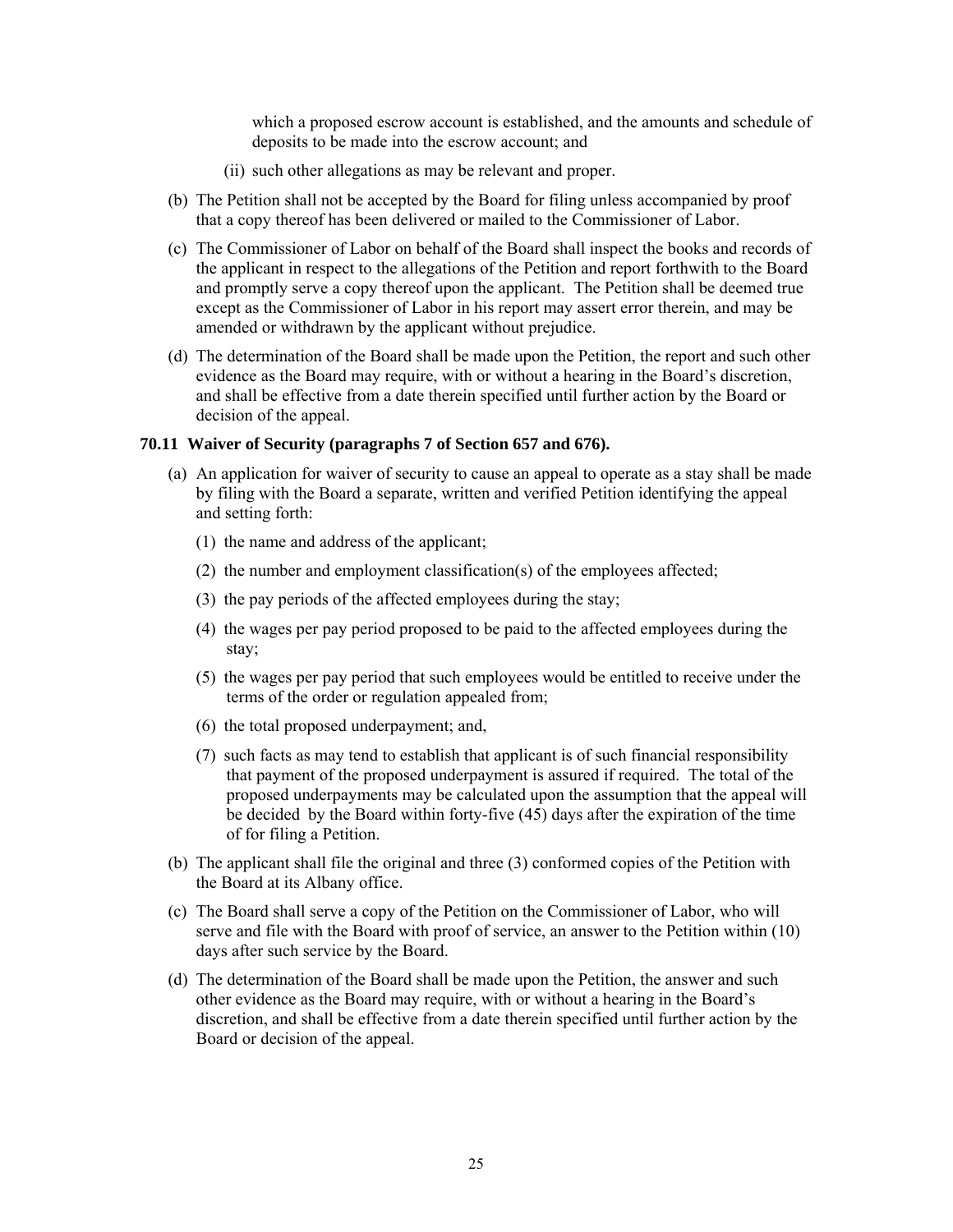which a proposed escrow account is established, and the amounts and schedule of deposits to be made into the escrow account; and

(ii) such other allegations as may be relevant and proper.

(b) The Petition shall not be accepted by the Board for filing unless accompanied by proof that a copy thereof has been delivered or mailed to the Commissioner of Labor.

(c) The Commissioner of Labor on behalf of the Board shall inspect the books and records of the applicant in respect to the allegations of the Petition and report forthwith to the Board and promptly serve a copy thereof upon the applicant. The Petition shall be deemed true except as the Commissioner of Labor in his report may assert error therein, and may be amended or withdrawn by the applicant without prejudice.

(d) The determination of the Board shall be made upon the Petition, the report and such other evidence as the Board may require, with or without a hearing in the Board's discretion, and shall be effective from a date therein specified until further action by the Board or decision of the appeal.

**70.11 Waiver of Security (paragraphs 7 of Section 657 and 676).**

(a) An application for waiver of security to cause an appeal to operate as a stay shall be made by filing with the Board a separate, written and verified Petition identifying the appeal and setting forth:

(1) the name and address of the applicant;

(2) the number and employment classification(s) of the employees affected;

(3) the pay periods of the affected employees during the stay;

(4) the wages per pay period proposed to be paid to the affected employees during the stay;

(5) the wages per pay period that such employees would be entitled to receive under the terms of the order or regulation appealed from;

(6) the total proposed underpayment; and,

(7) such facts as may tend to establish that applicant is of such financial responsibility that payment of the proposed underpayment is assured if required. The total of the proposed underpayments may be calculated upon the assumption that the appeal will be decided by the Board within forty-five (45) days after the expiration of the time of for filing a Petition.

(b) The applicant shall file the original and three (3) conformed copies of the Petition with the Board at its Albany office.

(c) The Board shall serve a copy of the Petition on the Commissioner of Labor, who will serve and file with the Board with proof of service, an answer to the Petition within (10) days after such service by the Board.

(d) The determination of the Board shall be made upon the Petition, the answer and such other evidence as the Board may require, with or without a hearing in the Board's discretion, and shall be effective from a date therein specified until further action by the Board or decision of the appeal.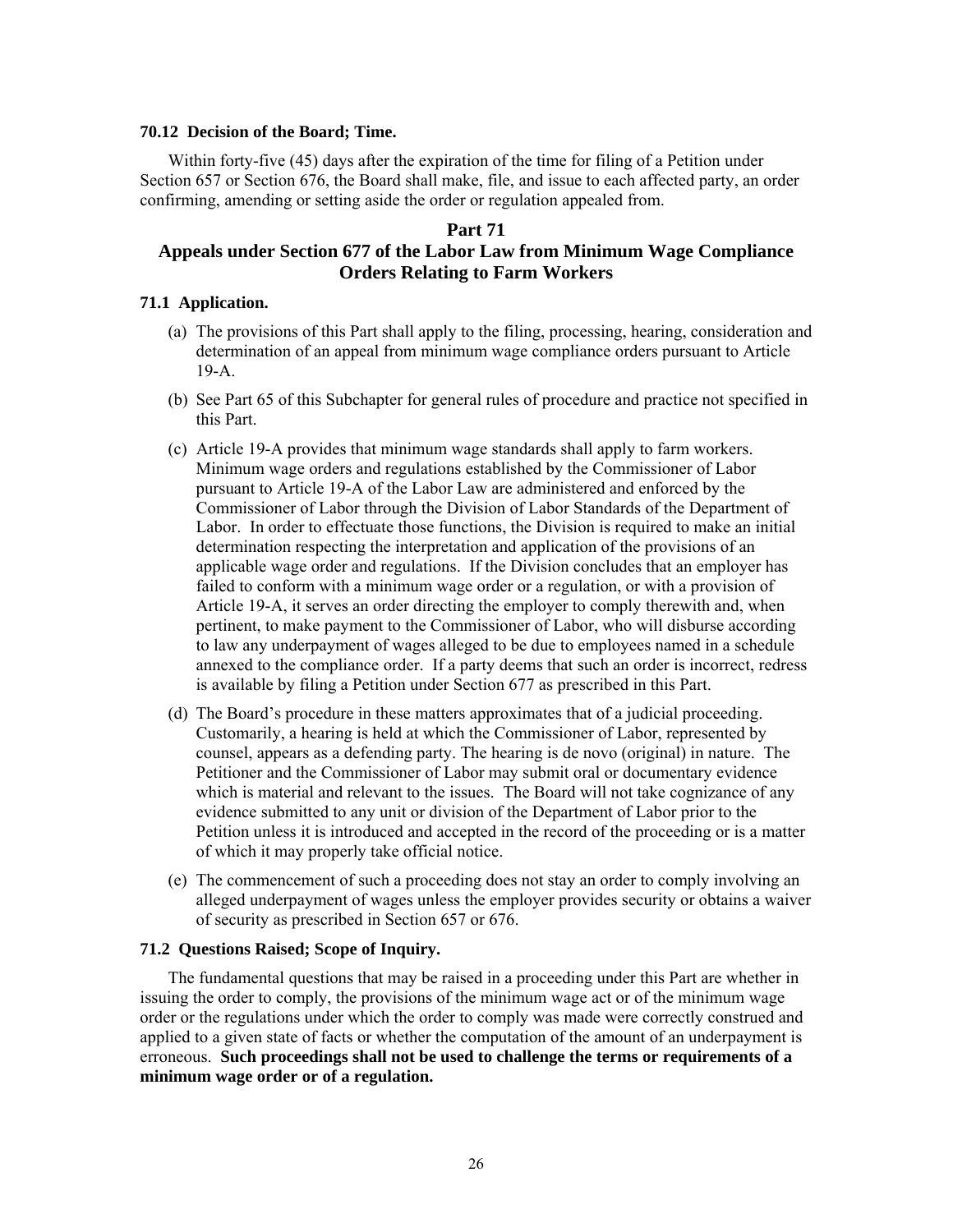**70.12 Decision of the Board; Time.**

Within forty-five (45) days after the expiration of the time for filing of a Petition under Section 657 or Section 676, the Board shall make, file, and issue to each affected party, an order confirming, amending or setting aside the order or regulation appealed from.

## Part 71
## Appeals under Section 677 of the Labor Law from Minimum Wage Compliance Orders Relating to Farm Workers

**71.1 Application.**

(a) The provisions of this Part shall apply to the filing, processing, hearing, consideration and determination of an appeal from minimum wage compliance orders pursuant to Article 19-A.

(b) See Part 65 of this Subchapter for general rules of procedure and practice not specified in this Part.

(c) Article 19-A provides that minimum wage standards shall apply to farm workers. Minimum wage orders and regulations established by the Commissioner of Labor pursuant to Article 19-A of the Labor Law are administered and enforced by the Commissioner of Labor through the Division of Labor Standards of the Department of Labor. In order to effectuate those functions, the Division is required to make an initial determination respecting the interpretation and application of the provisions of an applicable wage order and regulations. If the Division concludes that an employer has failed to conform with a minimum wage order or a regulation, or with a provision of Article 19-A, it serves an order directing the employer to comply therewith and, when pertinent, to make payment to the Commissioner of Labor, who will disburse according to law any underpayment of wages alleged to be due to employees named in a schedule annexed to the compliance order. If a party deems that such an order is incorrect, redress is available by filing a Petition under Section 677 as prescribed in this Part.

(d) The Board's procedure in these matters approximates that of a judicial proceeding. Customarily, a hearing is held at which the Commissioner of Labor, represented by counsel, appears as a defending party. The hearing is de novo (original) in nature. The Petitioner and the Commissioner of Labor may submit oral or documentary evidence which is material and relevant to the issues. The Board will not take cognizance of any evidence submitted to any unit or division of the Department of Labor prior to the Petition unless it is introduced and accepted in the record of the proceeding or is a matter of which it may properly take official notice.

(e) The commencement of such a proceeding does not stay an order to comply involving an alleged underpayment of wages unless the employer provides security or obtains a waiver of security as prescribed in Section 657 or 676.

**71.2 Questions Raised; Scope of Inquiry.**

The fundamental questions that may be raised in a proceeding under this Part are whether in issuing the order to comply, the provisions of the minimum wage act or of the minimum wage order or the regulations under which the order to comply was made were correctly construed and applied to a given state of facts or whether the computation of the amount of an underpayment is erroneous. **Such proceedings shall not be used to challenge the terms or requirements of a minimum wage order or of a regulation.**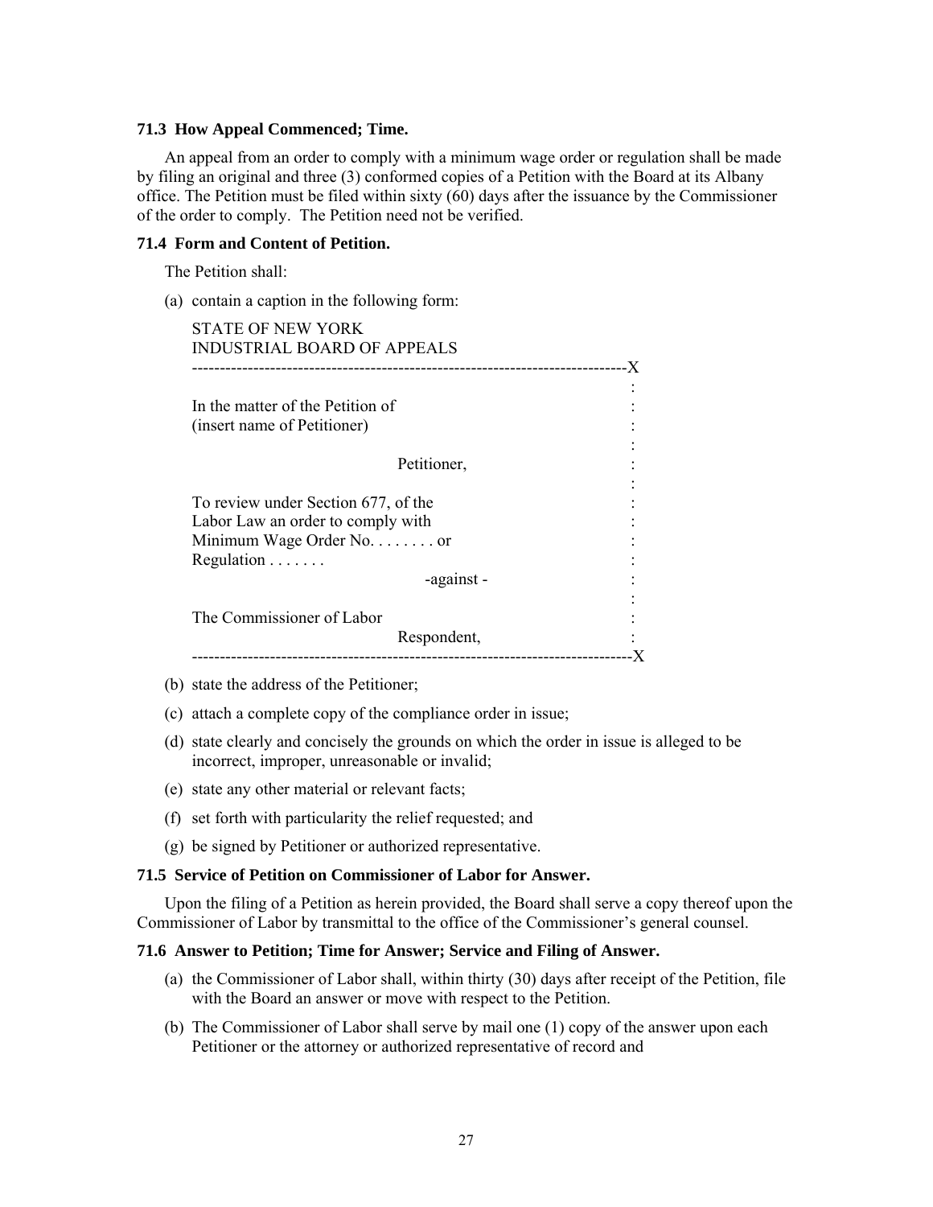### 71.3 How Appeal Commenced; Time.

An appeal from an order to comply with a minimum wage order or regulation shall be made by filing an original and three (3) conformed copies of a Petition with the Board at its Albany office. The Petition must be filed within sixty (60) days after the issuance by the Commissioner of the order to comply. The Petition need not be verified.

### 71.4 Form and Content of Petition.

The Petition shall:

(a) contain a caption in the following form:

```
STATE OF NEW YORK
INDUSTRIAL BOARD OF APPEALS
----------------------------------------------------------------------------X
                                                                           :
In the matter of the Petition of                                           :
(insert name of Petitioner)                                                :
                                                                           :
                         Petitioner,                                       :
                                                                           :
To review under Section 677, of the                                        :
Labor Law an order to comply with                                          :
Minimum Wage Order No. . . . . . . . or                                    :
Regulation . . . . . . .                                                   :
                         -against -                                        :
                                                                           :
The Commissioner of Labor                                                  :
                         Respondent,                                       :
----------------------------------------------------------------------------X
```

(b) state the address of the Petitioner;

(c) attach a complete copy of the compliance order in issue;

(d) state clearly and concisely the grounds on which the order in issue is alleged to be incorrect, improper, unreasonable or invalid;

(e) state any other material or relevant facts;

(f) set forth with particularity the relief requested; and

(g) be signed by Petitioner or authorized representative.

### 71.5 Service of Petition on Commissioner of Labor for Answer.

Upon the filing of a Petition as herein provided, the Board shall serve a copy thereof upon the Commissioner of Labor by transmittal to the office of the Commissioner's general counsel.

### 71.6 Answer to Petition; Time for Answer; Service and Filing of Answer.

(a) the Commissioner of Labor shall, within thirty (30) days after receipt of the Petition, file with the Board an answer or move with respect to the Petition.

(b) The Commissioner of Labor shall serve by mail one (1) copy of the answer upon each Petitioner or the attorney or authorized representative of record and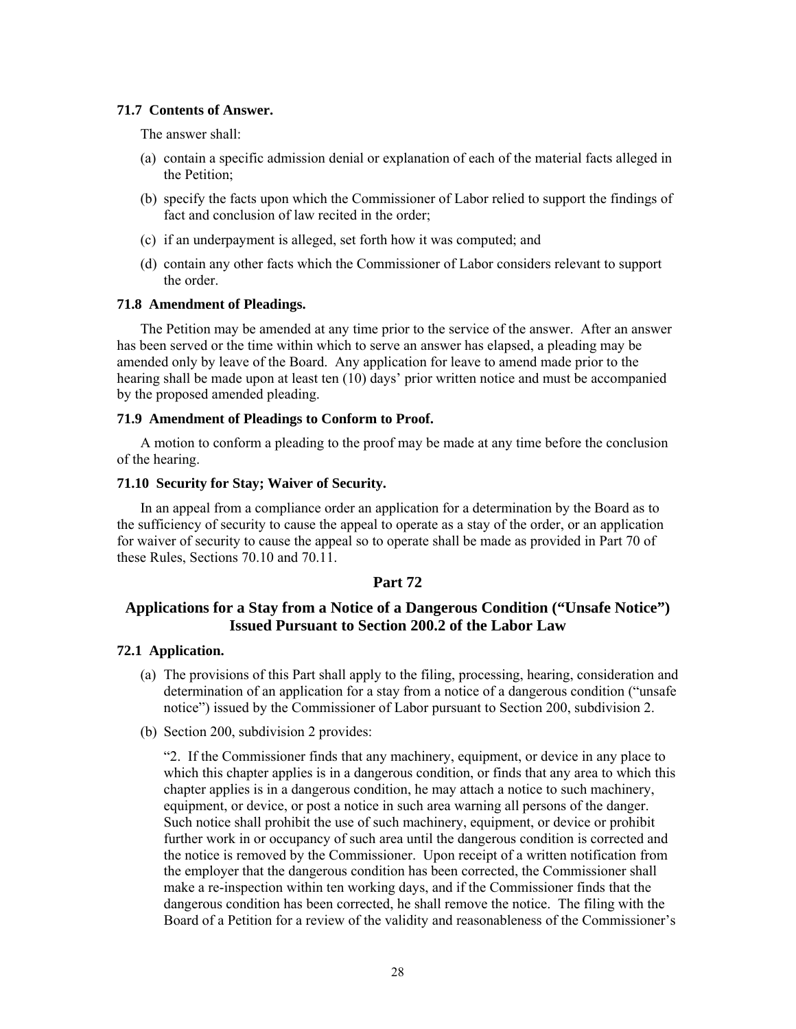#### 71.7 Contents of Answer.

The answer shall:

(a) contain a specific admission denial or explanation of each of the material facts alleged in the Petition;

(b) specify the facts upon which the Commissioner of Labor relied to support the findings of fact and conclusion of law recited in the order;

(c) if an underpayment is alleged, set forth how it was computed; and

(d) contain any other facts which the Commissioner of Labor considers relevant to support the order.

#### 71.8 Amendment of Pleadings.

The Petition may be amended at any time prior to the service of the answer. After an answer has been served or the time within which to serve an answer has elapsed, a pleading may be amended only by leave of the Board. Any application for leave to amend made prior to the hearing shall be made upon at least ten (10) days' prior written notice and must be accompanied by the proposed amended pleading.

#### 71.9 Amendment of Pleadings to Conform to Proof.

A motion to conform a pleading to the proof may be made at any time before the conclusion of the hearing.

#### 71.10 Security for Stay; Waiver of Security.

In an appeal from a compliance order an application for a determination by the Board as to the sufficiency of security to cause the appeal to operate as a stay of the order, or an application for waiver of security to cause the appeal so to operate shall be made as provided in Part 70 of these Rules, Sections 70.10 and 70.11.

## Part 72

## Applications for a Stay from a Notice of a Dangerous Condition ("Unsafe Notice") Issued Pursuant to Section 200.2 of the Labor Law

#### 72.1 Application.

(a) The provisions of this Part shall apply to the filing, processing, hearing, consideration and determination of an application for a stay from a notice of a dangerous condition ("unsafe notice") issued by the Commissioner of Labor pursuant to Section 200, subdivision 2.

(b) Section 200, subdivision 2 provides:

"2. If the Commissioner finds that any machinery, equipment, or device in any place to which this chapter applies is in a dangerous condition, or finds that any area to which this chapter applies is in a dangerous condition, he may attach a notice to such machinery, equipment, or device, or post a notice in such area warning all persons of the danger. Such notice shall prohibit the use of such machinery, equipment, or device or prohibit further work in or occupancy of such area until the dangerous condition is corrected and the notice is removed by the Commissioner. Upon receipt of a written notification from the employer that the dangerous condition has been corrected, the Commissioner shall make a re-inspection within ten working days, and if the Commissioner finds that the dangerous condition has been corrected, he shall remove the notice. The filing with the Board of a Petition for a review of the validity and reasonableness of the Commissioner's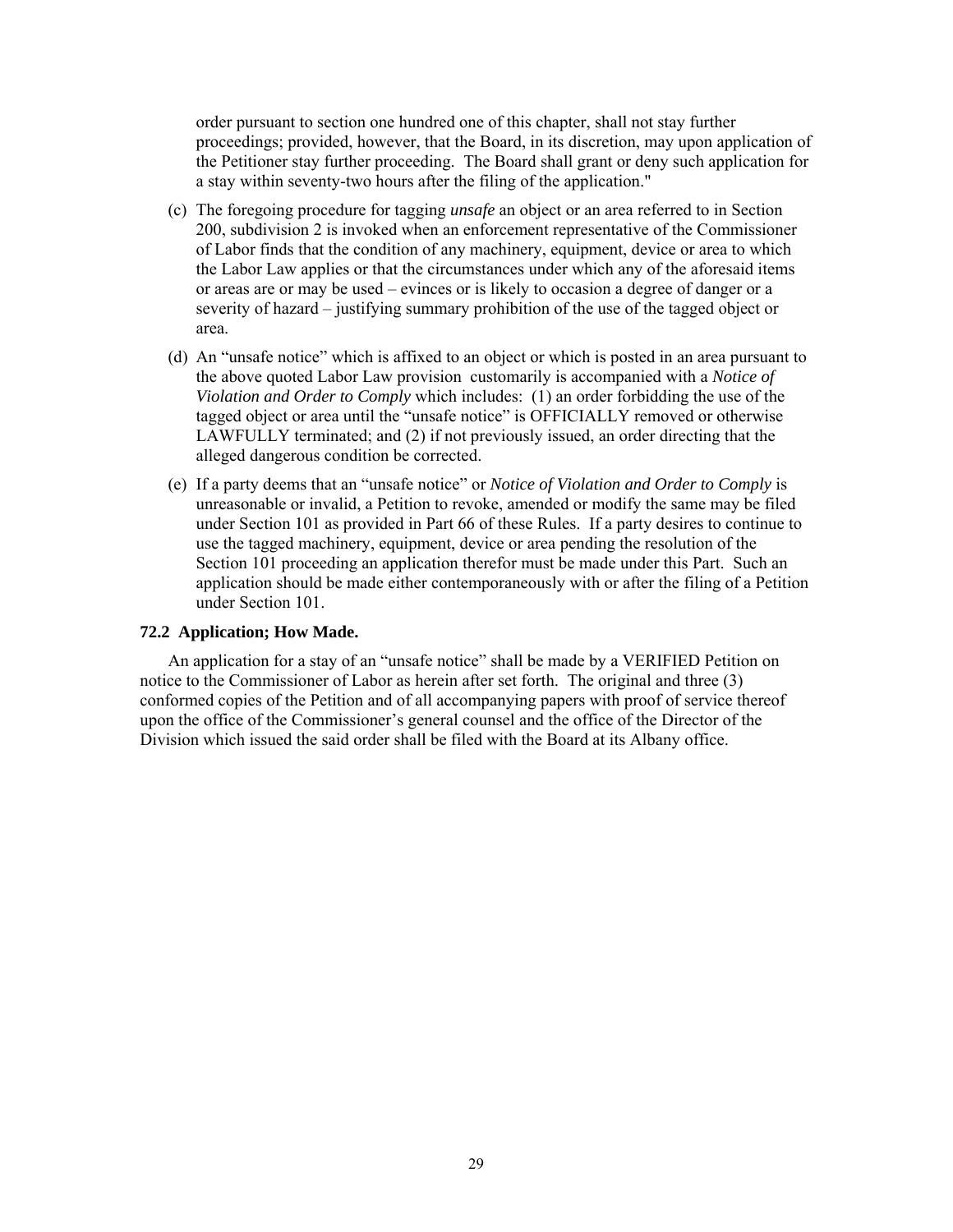order pursuant to section one hundred one of this chapter, shall not stay further proceedings; provided, however, that the Board, in its discretion, may upon application of the Petitioner stay further proceeding. The Board shall grant or deny such application for a stay within seventy-two hours after the filing of the application."

(c) The foregoing procedure for tagging *unsafe* an object or an area referred to in Section 200, subdivision 2 is invoked when an enforcement representative of the Commissioner of Labor finds that the condition of any machinery, equipment, device or area to which the Labor Law applies or that the circumstances under which any of the aforesaid items or areas are or may be used – evinces or is likely to occasion a degree of danger or a severity of hazard – justifying summary prohibition of the use of the tagged object or area.

(d) An "unsafe notice" which is affixed to an object or which is posted in an area pursuant to the above quoted Labor Law provision customarily is accompanied with a *Notice of Violation and Order to Comply* which includes: (1) an order forbidding the use of the tagged object or area until the "unsafe notice" is OFFICIALLY removed or otherwise LAWFULLY terminated; and (2) if not previously issued, an order directing that the alleged dangerous condition be corrected.

(e) If a party deems that an "unsafe notice" or *Notice of Violation and Order to Comply* is unreasonable or invalid, a Petition to revoke, amended or modify the same may be filed under Section 101 as provided in Part 66 of these Rules. If a party desires to continue to use the tagged machinery, equipment, device or area pending the resolution of the Section 101 proceeding an application therefor must be made under this Part. Such an application should be made either contemporaneously with or after the filing of a Petition under Section 101.

**72.2 Application; How Made.**

An application for a stay of an "unsafe notice" shall be made by a VERIFIED Petition on notice to the Commissioner of Labor as herein after set forth. The original and three (3) conformed copies of the Petition and of all accompanying papers with proof of service thereof upon the office of the Commissioner's general counsel and the office of the Director of the Division which issued the said order shall be filed with the Board at its Albany office.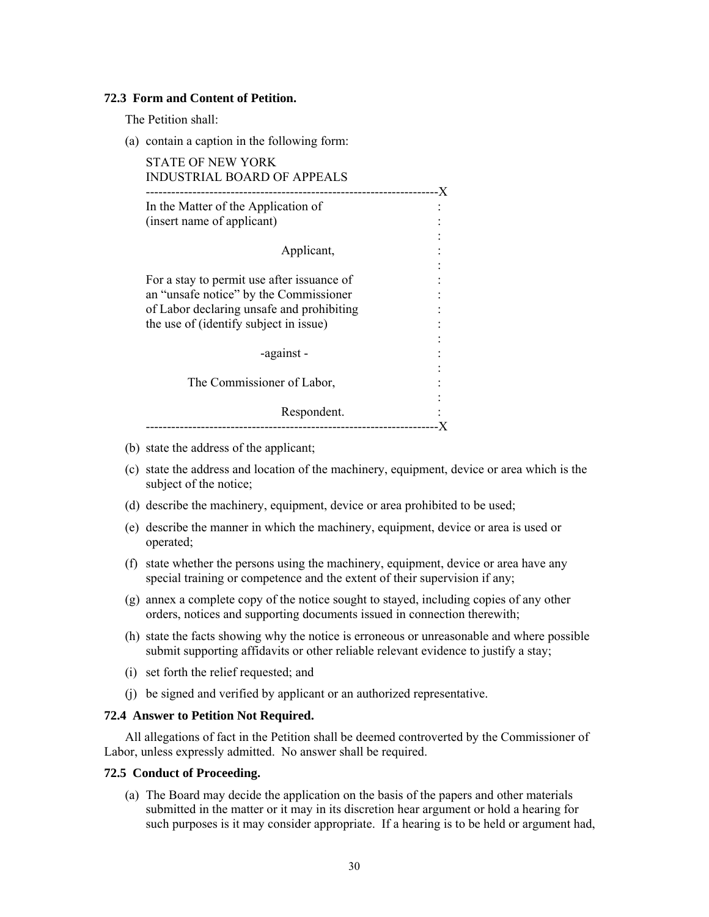### 72.3 Form and Content of Petition.

The Petition shall:

(a) contain a caption in the following form:

```
STATE OF NEW YORK
INDUSTRIAL BOARD OF APPEALS
--------------------------------------------------------------------X
In the Matter of the Application of                                 :
(insert name of applicant)                                          :
                                                                    :
                        Applicant,                                  :
                                                                    :
For a stay to permit use after issuance of                          :
an "unsafe notice" by the Commissioner                              :
of Labor declaring unsafe and prohibiting                           :
the use of (identify subject in issue)                              :
                                                                    :
                   -against -                                       :
                                                                    :
         The Commissioner of Labor,                                 :
                                                                    :
                        Respondent.                                 :
--------------------------------------------------------------------X
```

(b) state the address of the applicant;

(c) state the address and location of the machinery, equipment, device or area which is the subject of the notice;

(d) describe the machinery, equipment, device or area prohibited to be used;

(e) describe the manner in which the machinery, equipment, device or area is used or operated;

(f) state whether the persons using the machinery, equipment, device or area have any special training or competence and the extent of their supervision if any;

(g) annex a complete copy of the notice sought to stayed, including copies of any other orders, notices and supporting documents issued in connection therewith;

(h) state the facts showing why the notice is erroneous or unreasonable and where possible submit supporting affidavits or other reliable relevant evidence to justify a stay;

(i) set forth the relief requested; and

(j) be signed and verified by applicant or an authorized representative.

### 72.4 Answer to Petition Not Required.

All allegations of fact in the Petition shall be deemed controverted by the Commissioner of Labor, unless expressly admitted. No answer shall be required.

### 72.5 Conduct of Proceeding.

(a) The Board may decide the application on the basis of the papers and other materials submitted in the matter or it may in its discretion hear argument or hold a hearing for such purposes is it may consider appropriate. If a hearing is to be held or argument had,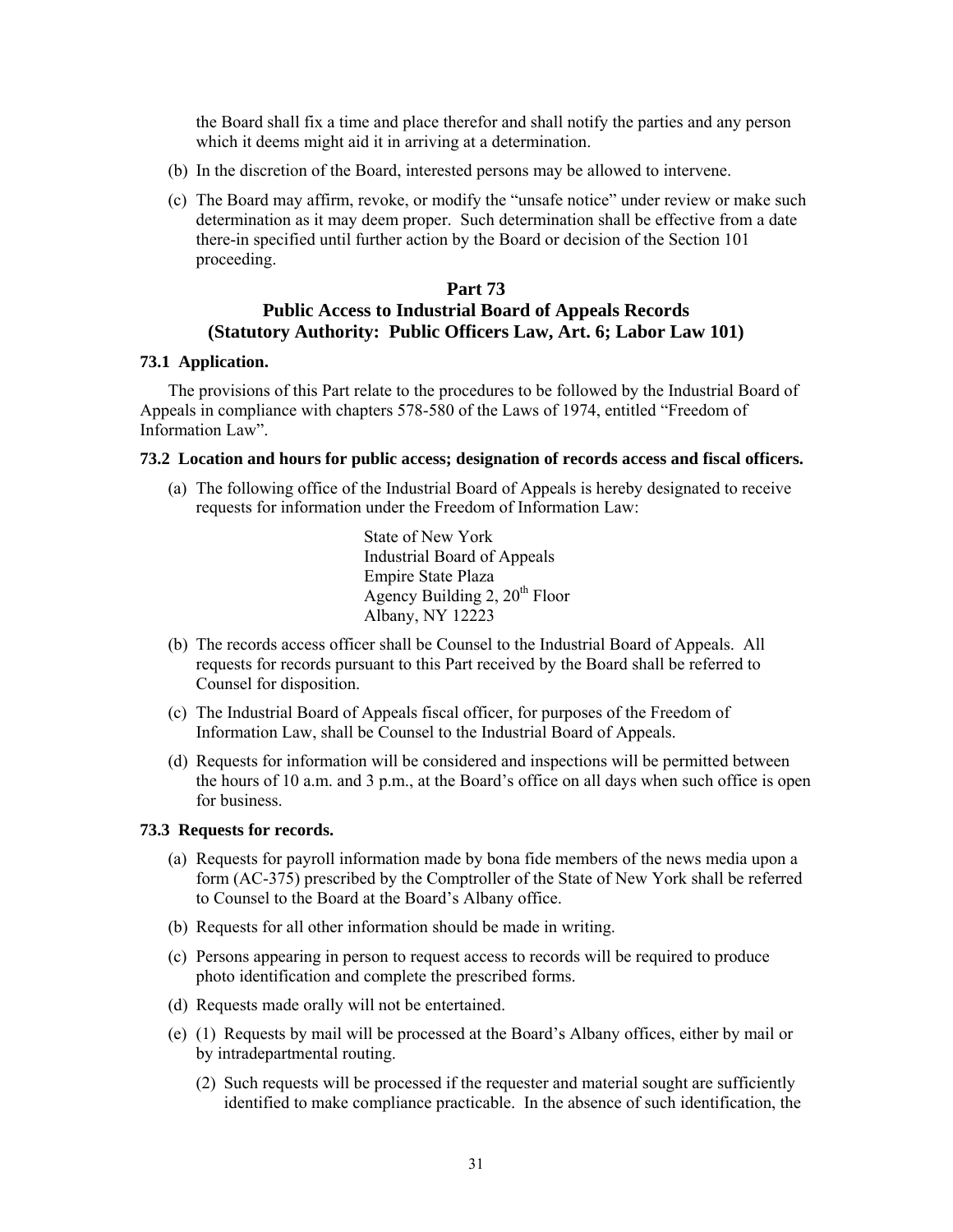the Board shall fix a time and place therefor and shall notify the parties and any person which it deems might aid it in arriving at a determination.

(b) In the discretion of the Board, interested persons may be allowed to intervene.

(c) The Board may affirm, revoke, or modify the "unsafe notice" under review or make such determination as it may deem proper. Such determination shall be effective from a date there-in specified until further action by the Board or decision of the Section 101 proceeding.

## Part 73
## Public Access to Industrial Board of Appeals Records
## (Statutory Authority: Public Officers Law, Art. 6; Labor Law 101)

**73.1 Application.**

The provisions of this Part relate to the procedures to be followed by the Industrial Board of Appeals in compliance with chapters 578-580 of the Laws of 1974, entitled "Freedom of Information Law".

**73.2 Location and hours for public access; designation of records access and fiscal officers.**

(a) The following office of the Industrial Board of Appeals is hereby designated to receive requests for information under the Freedom of Information Law:

State of New York
Industrial Board of Appeals
Empire State Plaza
Agency Building 2, 20th Floor
Albany, NY 12223

(b) The records access officer shall be Counsel to the Industrial Board of Appeals. All requests for records pursuant to this Part received by the Board shall be referred to Counsel for disposition.

(c) The Industrial Board of Appeals fiscal officer, for purposes of the Freedom of Information Law, shall be Counsel to the Industrial Board of Appeals.

(d) Requests for information will be considered and inspections will be permitted between the hours of 10 a.m. and 3 p.m., at the Board's office on all days when such office is open for business.

**73.3 Requests for records.**

(a) Requests for payroll information made by bona fide members of the news media upon a form (AC-375) prescribed by the Comptroller of the State of New York shall be referred to Counsel to the Board at the Board's Albany office.

(b) Requests for all other information should be made in writing.

(c) Persons appearing in person to request access to records will be required to produce photo identification and complete the prescribed forms.

(d) Requests made orally will not be entertained.

(e) (1) Requests by mail will be processed at the Board's Albany offices, either by mail or by intradepartmental routing.

(2) Such requests will be processed if the requester and material sought are sufficiently identified to make compliance practicable. In the absence of such identification, the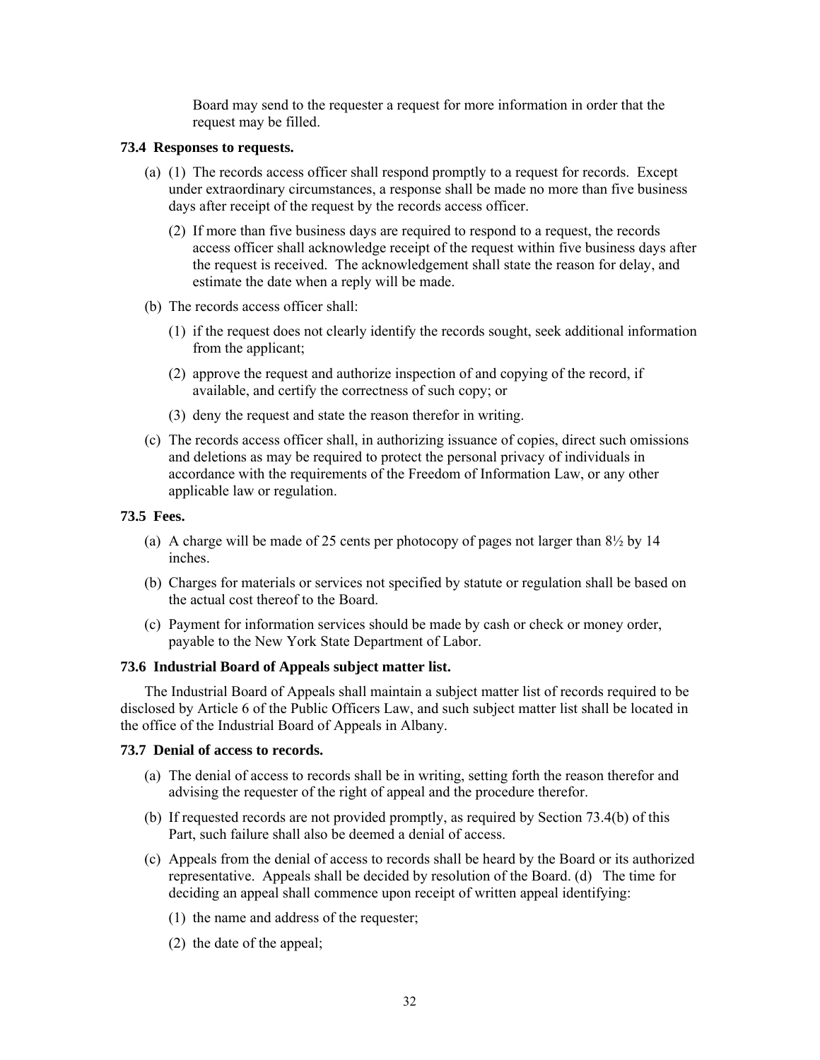Board may send to the requester a request for more information in order that the request may be filled.

**73.4 Responses to requests.**

(a) (1) The records access officer shall respond promptly to a request for records. Except under extraordinary circumstances, a response shall be made no more than five business days after receipt of the request by the records access officer.

(2) If more than five business days are required to respond to a request, the records access officer shall acknowledge receipt of the request within five business days after the request is received. The acknowledgement shall state the reason for delay, and estimate the date when a reply will be made.

(b) The records access officer shall:

(1) if the request does not clearly identify the records sought, seek additional information from the applicant;

(2) approve the request and authorize inspection of and copying of the record, if available, and certify the correctness of such copy; or

(3) deny the request and state the reason therefor in writing.

(c) The records access officer shall, in authorizing issuance of copies, direct such omissions and deletions as may be required to protect the personal privacy of individuals in accordance with the requirements of the Freedom of Information Law, or any other applicable law or regulation.

**73.5 Fees.**

(a) A charge will be made of 25 cents per photocopy of pages not larger than 8½ by 14 inches.

(b) Charges for materials or services not specified by statute or regulation shall be based on the actual cost thereof to the Board.

(c) Payment for information services should be made by cash or check or money order, payable to the New York State Department of Labor.

**73.6 Industrial Board of Appeals subject matter list.**

The Industrial Board of Appeals shall maintain a subject matter list of records required to be disclosed by Article 6 of the Public Officers Law, and such subject matter list shall be located in the office of the Industrial Board of Appeals in Albany.

**73.7 Denial of access to records.**

(a) The denial of access to records shall be in writing, setting forth the reason therefor and advising the requester of the right of appeal and the procedure therefor.

(b) If requested records are not provided promptly, as required by Section 73.4(b) of this Part, such failure shall also be deemed a denial of access.

(c) Appeals from the denial of access to records shall be heard by the Board or its authorized representative. Appeals shall be decided by resolution of the Board. (d) The time for deciding an appeal shall commence upon receipt of written appeal identifying:

(1) the name and address of the requester;

(2) the date of the appeal;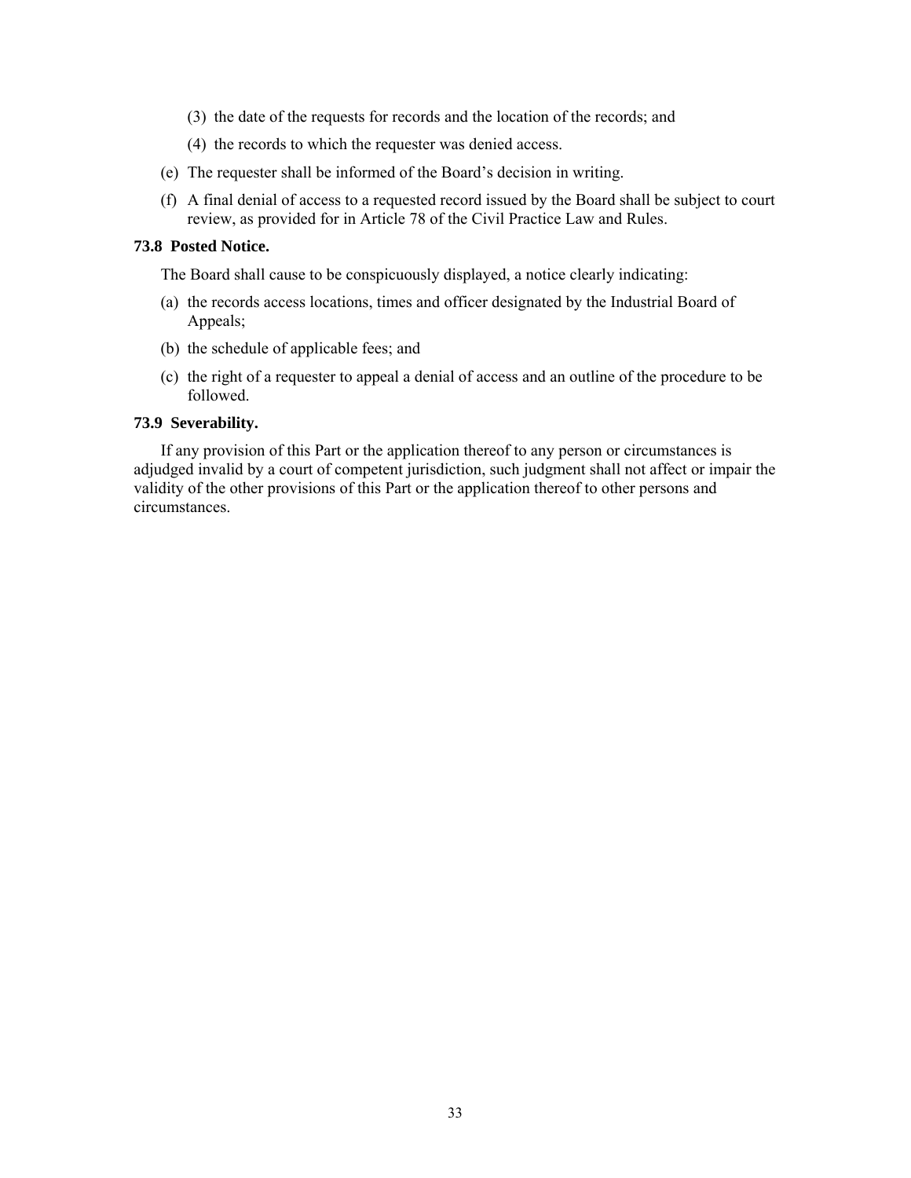(3) the date of the requests for records and the location of the records; and

(4) the records to which the requester was denied access.

(e) The requester shall be informed of the Board's decision in writing.

(f) A final denial of access to a requested record issued by the Board shall be subject to court review, as provided for in Article 78 of the Civil Practice Law and Rules.

**73.8 Posted Notice.**

The Board shall cause to be conspicuously displayed, a notice clearly indicating:

(a) the records access locations, times and officer designated by the Industrial Board of Appeals;

(b) the schedule of applicable fees; and

(c) the right of a requester to appeal a denial of access and an outline of the procedure to be followed.

**73.9 Severability.**

If any provision of this Part or the application thereof to any person or circumstances is adjudged invalid by a court of competent jurisdiction, such judgment shall not affect or impair the validity of the other provisions of this Part or the application thereof to other persons and circumstances.